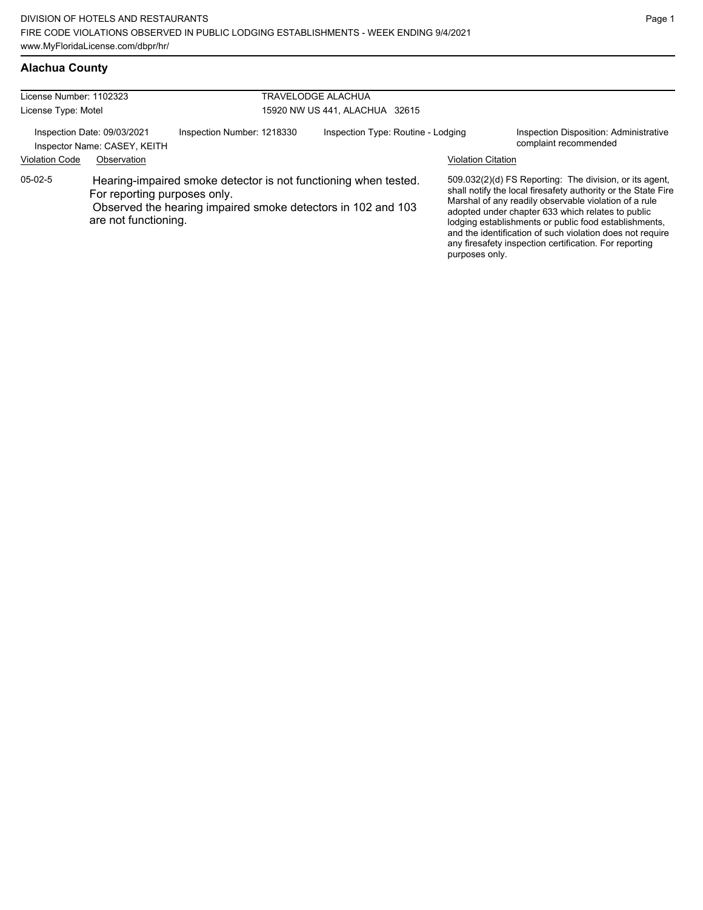DIVISION OF HOTELS AND RESTAURANTS
FIRE CODE VIOLATIONS OBSERVED IN PUBLIC LODGING ESTABLISHMENTS - WEEK ENDING 9/4/2021
www.MyFloridaLicense.com/dbpr/hr/

## Alachua County

License Number: 1102323
License Type: Motel

TRAVELODGE ALACHUA
15920 NW US 441, ALACHUA 32615

Inspection Date: 09/03/2021
Inspector Name: CASEY, KEITH
Inspection Number: 1218330
Inspection Type: Routine - Lodging
Inspection Disposition: Administrative complaint recommended

| Violation Code | Observation | Violation Citation |
|---|---|---|
| 05-02-5 | Hearing-impaired smoke detector is not functioning when tested. For reporting purposes only. Observed the hearing impaired smoke detectors in 102 and 103 are not functioning. | 509.032(2)(d) FS Reporting: The division, or its agent, shall notify the local firesafety authority or the State Fire Marshal of any readily observable violation of a rule adopted under chapter 633 which relates to public lodging establishments or public food establishments, and the identification of such violation does not require any firesafety inspection certification. For reporting purposes only. |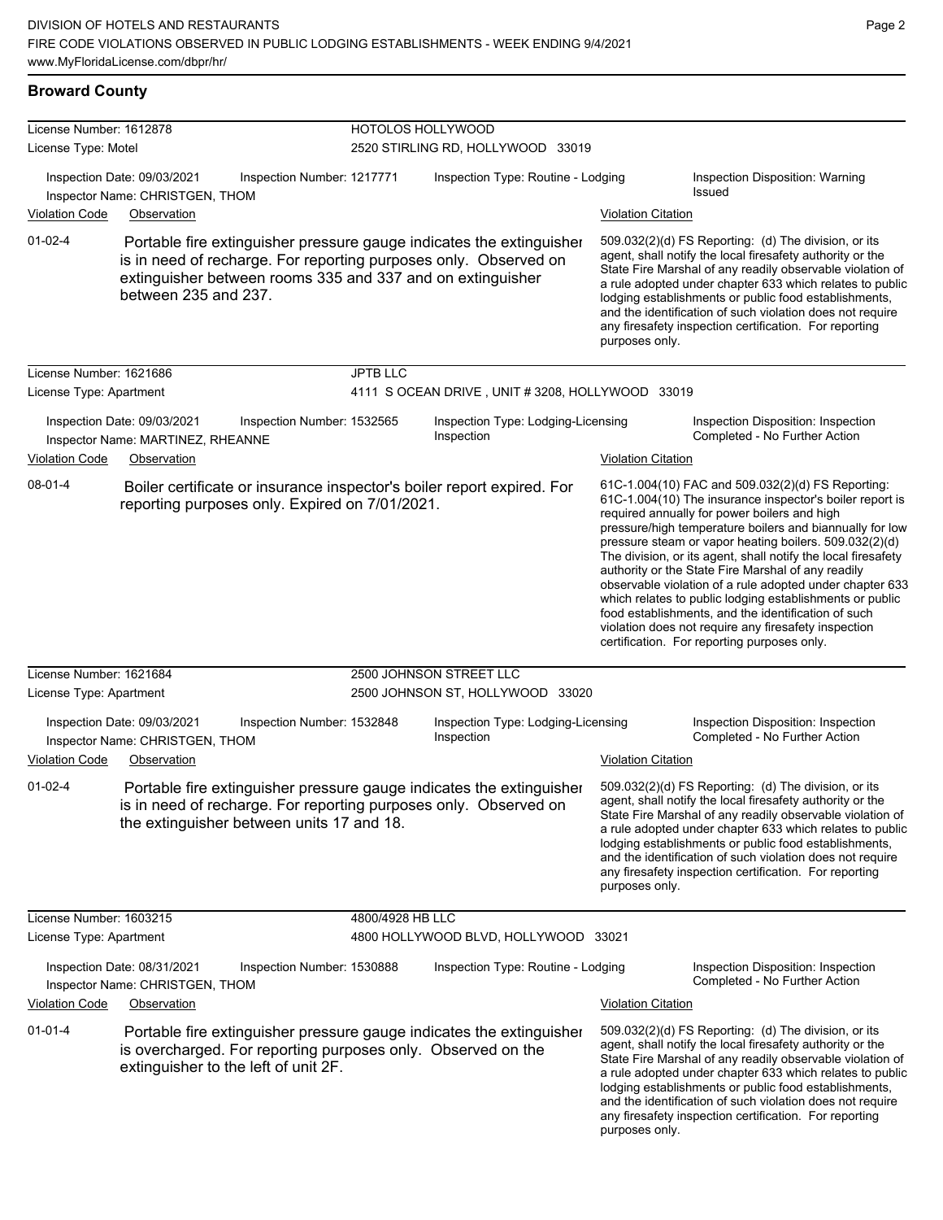## Broward County

**License Number:** 1612878 — **HOTOLOS HOLLYWOOD**
**License Type:** Motel — 2520 STIRLING RD, HOLLYWOOD 33019

Inspection Date: 09/03/2021 | Inspection Number: 1217771 | Inspection Type: Routine - Lodging | Inspection Disposition: Warning Issued
Inspector Name: CHRISTGEN, THOM

| Violation Code | Observation | Violation Citation |
| --- | --- | --- |
| 01-02-4 | Portable fire extinguisher pressure gauge indicates the extinguisher is in need of recharge. For reporting purposes only. Observed on extinguisher between rooms 335 and 337 and on extinguisher between 235 and 237. | 509.032(2)(d) FS Reporting: (d) The division, or its agent, shall notify the local firesafety authority or the State Fire Marshal of any readily observable violation of a rule adopted under chapter 633 which relates to public lodging establishments or public food establishments, and the identification of such violation does not require any firesafety inspection certification. For reporting purposes only. |

**License Number:** 1621686 — **JPTB LLC**
**License Type:** Apartment — 4111 S OCEAN DRIVE , UNIT # 3208, HOLLYWOOD 33019

Inspection Date: 09/03/2021 | Inspection Number: 1532565 | Inspection Type: Lodging-Licensing Inspection | Inspection Disposition: Inspection Completed - No Further Action
Inspector Name: MARTINEZ, RHEANNE

| Violation Code | Observation | Violation Citation |
| --- | --- | --- |
| 08-01-4 | Boiler certificate or insurance inspector's boiler report expired. For reporting purposes only. Expired on 7/01/2021. | 61C-1.004(10) FAC and 509.032(2)(d) FS Reporting: 61C-1.004(10) The insurance inspector's boiler report is required annually for power boilers and high pressure/high temperature boilers and biannually for low pressure steam or vapor heating boilers. 509.032(2)(d) The division, or its agent, shall notify the local firesafety authority or the State Fire Marshal of any readily observable violation of a rule adopted under chapter 633 which relates to public lodging establishments or public food establishments, and the identification of such violation does not require any firesafety inspection certification. For reporting purposes only. |

**License Number:** 1621684 — **2500 JOHNSON STREET LLC**
**License Type:** Apartment — 2500 JOHNSON ST, HOLLYWOOD 33020

Inspection Date: 09/03/2021 | Inspection Number: 1532848 | Inspection Type: Lodging-Licensing Inspection | Inspection Disposition: Inspection Completed - No Further Action
Inspector Name: CHRISTGEN, THOM

| Violation Code | Observation | Violation Citation |
| --- | --- | --- |
| 01-02-4 | Portable fire extinguisher pressure gauge indicates the extinguisher is in need of recharge. For reporting purposes only. Observed on the extinguisher between units 17 and 18. | 509.032(2)(d) FS Reporting: (d) The division, or its agent, shall notify the local firesafety authority or the State Fire Marshal of any readily observable violation of a rule adopted under chapter 633 which relates to public lodging establishments or public food establishments, and the identification of such violation does not require any firesafety inspection certification. For reporting purposes only. |

**License Number:** 1603215 — **4800/4928 HB LLC**
**License Type:** Apartment — 4800 HOLLYWOOD BLVD, HOLLYWOOD 33021

Inspection Date: 08/31/2021 | Inspection Number: 1530888 | Inspection Type: Routine - Lodging | Inspection Disposition: Inspection Completed - No Further Action
Inspector Name: CHRISTGEN, THOM

| Violation Code | Observation | Violation Citation |
| --- | --- | --- |
| 01-01-4 | Portable fire extinguisher pressure gauge indicates the extinguisher is overcharged. For reporting purposes only. Observed on the extinguisher to the left of unit 2F. | 509.032(2)(d) FS Reporting: (d) The division, or its agent, shall notify the local firesafety authority or the State Fire Marshal of any readily observable violation of a rule adopted under chapter 633 which relates to public lodging establishments or public food establishments, and the identification of such violation does not require any firesafety inspection certification. For reporting purposes only. |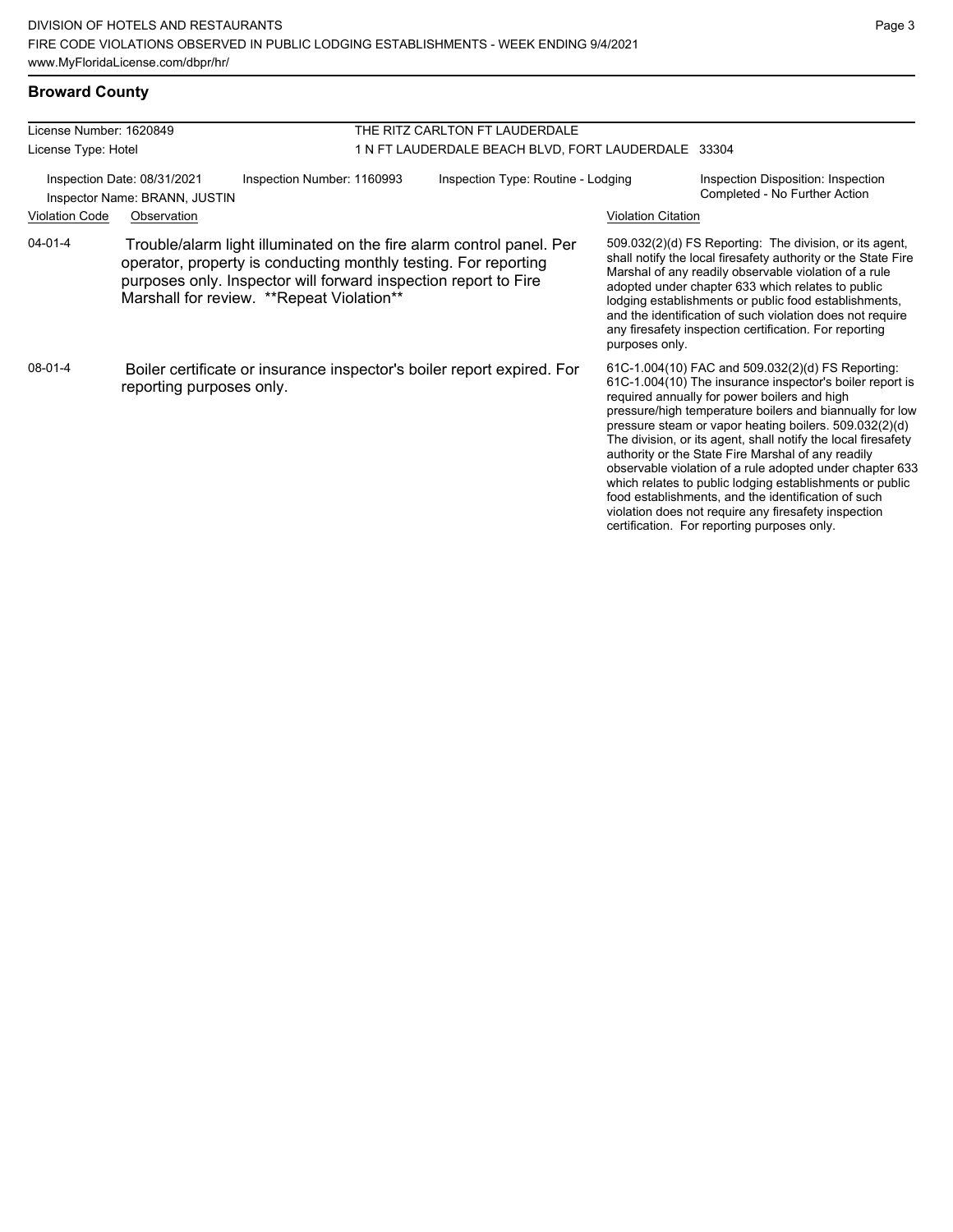## Broward County

License Number: 1620849
License Type: Hotel

THE RITZ CARLTON FT LAUDERDALE
1 N FT LAUDERDALE BEACH BLVD, FORT LAUDERDALE 33304

Inspection Date: 08/31/2021
Inspector Name: BRANN, JUSTIN
Inspection Number: 1160993
Inspection Type: Routine - Lodging
Inspection Disposition: Inspection Completed - No Further Action

| Violation Code | Observation | Violation Citation |
| --- | --- | --- |
| 04-01-4 | Trouble/alarm light illuminated on the fire alarm control panel. Per operator, property is conducting monthly testing. For reporting purposes only. Inspector will forward inspection report to Fire Marshall for review. **Repeat Violation** | 509.032(2)(d) FS Reporting: The division, or its agent, shall notify the local firesafety authority or the State Fire Marshal of any readily observable violation of a rule adopted under chapter 633 which relates to public lodging establishments or public food establishments, and the identification of such violation does not require any firesafety inspection certification. For reporting purposes only. |
| 08-01-4 | Boiler certificate or insurance inspector's boiler report expired. For reporting purposes only. | 61C-1.004(10) FAC and 509.032(2)(d) FS Reporting: 61C-1.004(10) The insurance inspector's boiler report is required annually for power boilers and high pressure/high temperature boilers and biannually for low pressure steam or vapor heating boilers. 509.032(2)(d) The division, or its agent, shall notify the local firesafety authority or the State Fire Marshal of any readily observable violation of a rule adopted under chapter 633 which relates to public lodging establishments or public food establishments, and the identification of such violation does not require any firesafety inspection certification. For reporting purposes only. |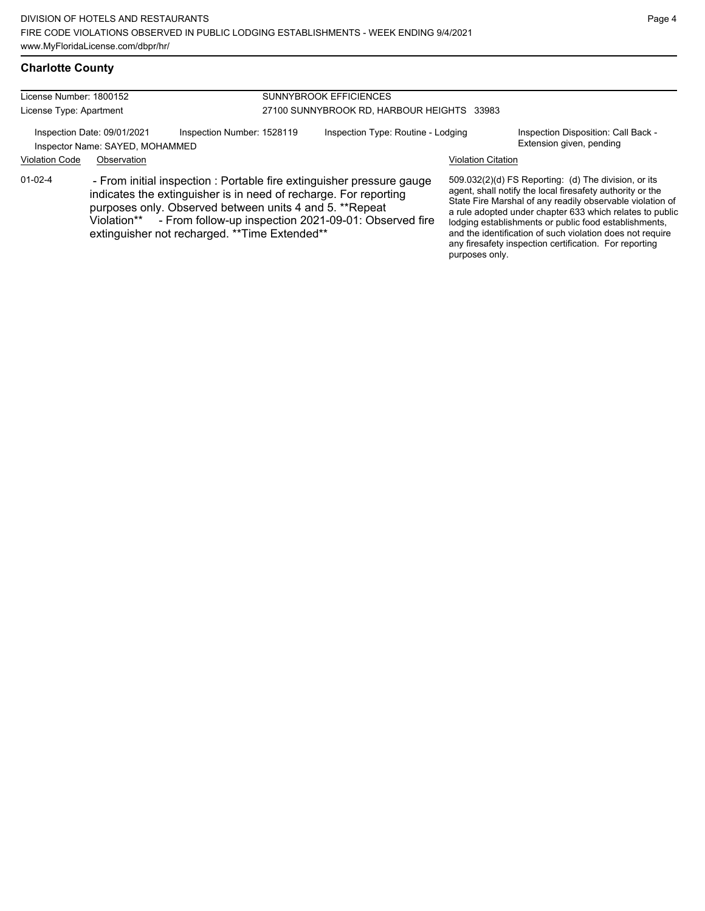## Charlotte County

License Number: 1800152
License Type: Apartment

SUNNYBROOK EFFICIENCES
27100 SUNNYBROOK RD, HARBOUR HEIGHTS 33983

Inspection Date: 09/01/2021
Inspector Name: SAYED, MOHAMMED
Inspection Number: 1528119
Inspection Type: Routine - Lodging
Inspection Disposition: Call Back - Extension given, pending

| Violation Code | Observation | Violation Citation |
|---|---|---|
| 01-02-4 | - From initial inspection : Portable fire extinguisher pressure gauge indicates the extinguisher is in need of recharge. For reporting purposes only. Observed between units 4 and 5. **Repeat Violation** - From follow-up inspection 2021-09-01: Observed fire extinguisher not recharged. **Time Extended** | 509.032(2)(d) FS Reporting: (d) The division, or its agent, shall notify the local firesafety authority or the State Fire Marshal of any readily observable violation of a rule adopted under chapter 633 which relates to public lodging establishments or public food establishments, and the identification of such violation does not require any firesafety inspection certification. For reporting purposes only. |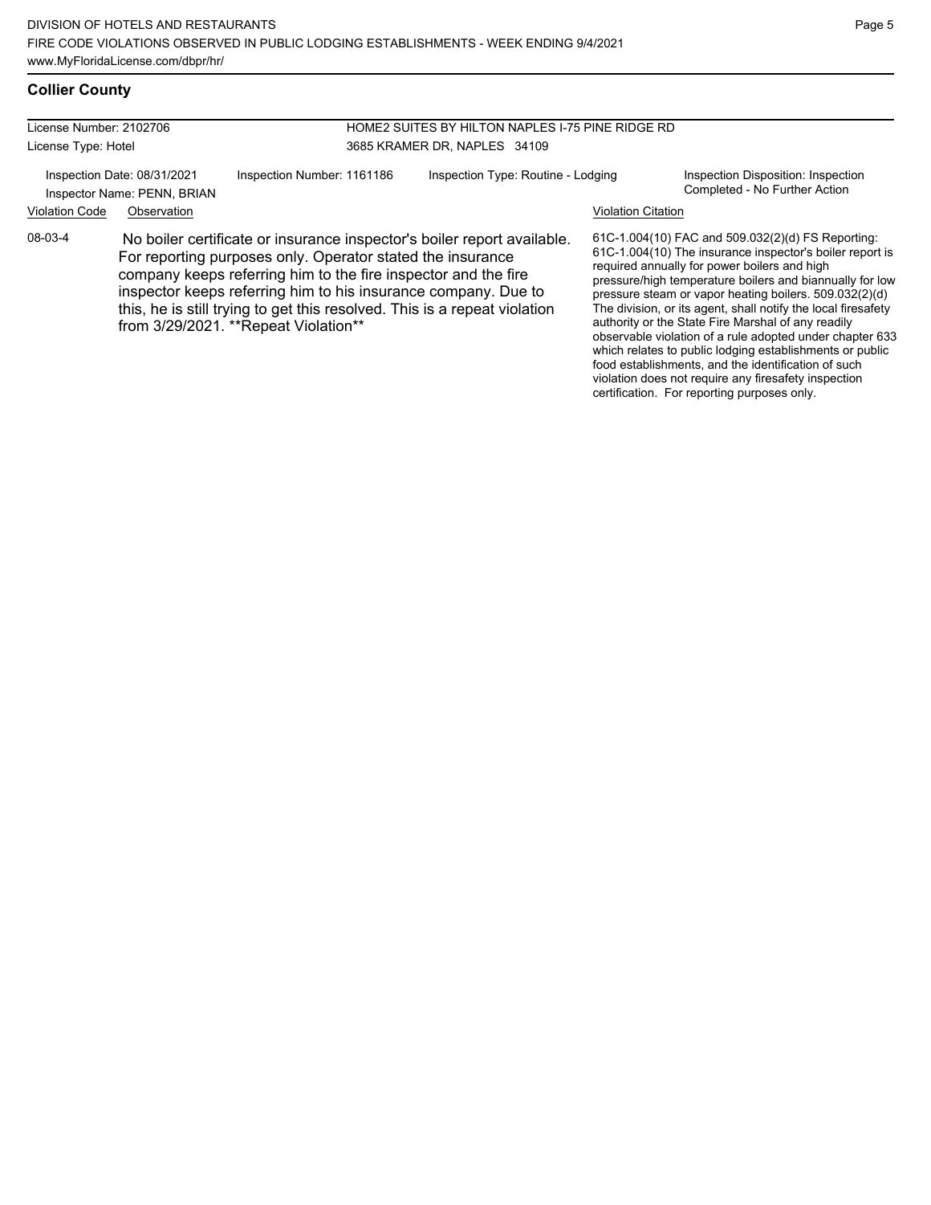## Collier County

License Number: 2102706
License Type: Hotel

HOME2 SUITES BY HILTON NAPLES I-75 PINE RIDGE RD
3685 KRAMER DR, NAPLES 34109

Inspection Date: 08/31/2021
Inspector Name: PENN, BRIAN

Inspection Number: 1161186

Inspection Type: Routine - Lodging

Inspection Disposition: Inspection Completed - No Further Action

| Violation Code | Observation | Violation Citation |
| --- | --- | --- |
| 08-03-4 | No boiler certificate or insurance inspector's boiler report available. For reporting purposes only. Operator stated the insurance company keeps referring him to the fire inspector and the fire inspector keeps referring him to his insurance company. Due to this, he is still trying to get this resolved. This is a repeat violation from 3/29/2021. **Repeat Violation** | 61C-1.004(10) FAC and 509.032(2)(d) FS Reporting: 61C-1.004(10) The insurance inspector's boiler report is required annually for power boilers and high pressure/high temperature boilers and biannually for low pressure steam or vapor heating boilers. 509.032(2)(d) The division, or its agent, shall notify the local firesafety authority or the State Fire Marshal of any readily observable violation of a rule adopted under chapter 633 which relates to public lodging establishments or public food establishments, and the identification of such violation does not require any firesafety inspection certification. For reporting purposes only. |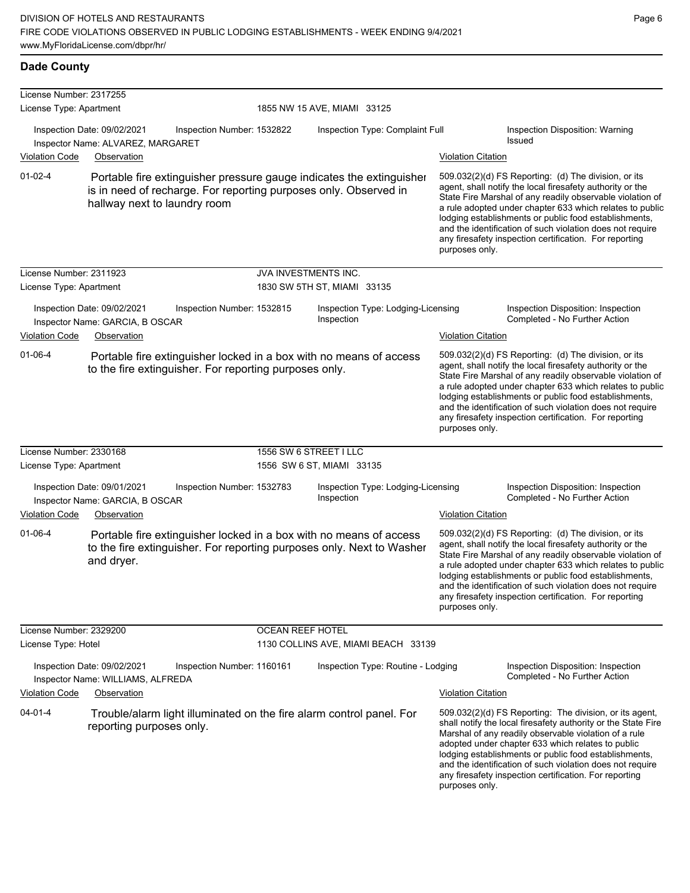## Dade County

**License Number:** 2317255
**License Type:** Apartment
1855 NW 15 AVE, MIAMI 33125

Inspection Date: 09/02/2021 | Inspection Number: 1532822 | Inspection Type: Complaint Full | Inspection Disposition: Warning Issued
Inspector Name: ALVAREZ, MARGARET

| Violation Code | Observation | Violation Citation |
|---|---|---|
| 01-02-4 | Portable fire extinguisher pressure gauge indicates the extinguisher is in need of recharge. For reporting purposes only. Observed in hallway next to laundry room | 509.032(2)(d) FS Reporting: (d) The division, or its agent, shall notify the local firesafety authority or the State Fire Marshal of any readily observable violation of a rule adopted under chapter 633 which relates to public lodging establishments or public food establishments, and the identification of such violation does not require any firesafety inspection certification. For reporting purposes only. |

---

**License Number:** 2311923
**License Type:** Apartment
JVA INVESTMENTS INC.
1830 SW 5TH ST, MIAMI 33135

Inspection Date: 09/02/2021 | Inspection Number: 1532815 | Inspection Type: Lodging-Licensing Inspection | Inspection Disposition: Inspection Completed - No Further Action
Inspector Name: GARCIA, B OSCAR

| Violation Code | Observation | Violation Citation |
|---|---|---|
| 01-06-4 | Portable fire extinguisher locked in a box with no means of access to the fire extinguisher. For reporting purposes only. | 509.032(2)(d) FS Reporting: (d) The division, or its agent, shall notify the local firesafety authority or the State Fire Marshal of any readily observable violation of a rule adopted under chapter 633 which relates to public lodging establishments or public food establishments, and the identification of such violation does not require any firesafety inspection certification. For reporting purposes only. |

---

**License Number:** 2330168
**License Type:** Apartment
1556 SW 6 STREET I LLC
1556 SW 6 ST, MIAMI 33135

Inspection Date: 09/01/2021 | Inspection Number: 1532783 | Inspection Type: Lodging-Licensing Inspection | Inspection Disposition: Inspection Completed - No Further Action
Inspector Name: GARCIA, B OSCAR

| Violation Code | Observation | Violation Citation |
|---|---|---|
| 01-06-4 | Portable fire extinguisher locked in a box with no means of access to the fire extinguisher. For reporting purposes only. Next to Washer and dryer. | 509.032(2)(d) FS Reporting: (d) The division, or its agent, shall notify the local firesafety authority or the State Fire Marshal of any readily observable violation of a rule adopted under chapter 633 which relates to public lodging establishments or public food establishments, and the identification of such violation does not require any firesafety inspection certification. For reporting purposes only. |

---

**License Number:** 2329200
**License Type:** Hotel
OCEAN REEF HOTEL
1130 COLLINS AVE, MIAMI BEACH 33139

Inspection Date: 09/02/2021 | Inspection Number: 1160161 | Inspection Type: Routine - Lodging | Inspection Disposition: Inspection Completed - No Further Action
Inspector Name: WILLIAMS, ALFREDA

| Violation Code | Observation | Violation Citation |
|---|---|---|
| 04-01-4 | Trouble/alarm light illuminated on the fire alarm control panel. For reporting purposes only. | 509.032(2)(d) FS Reporting: The division, or its agent, shall notify the local firesafety authority or the State Fire Marshal of any readily observable violation of a rule adopted under chapter 633 which relates to public lodging establishments or public food establishments, and the identification of such violation does not require any firesafety inspection certification. For reporting purposes only. |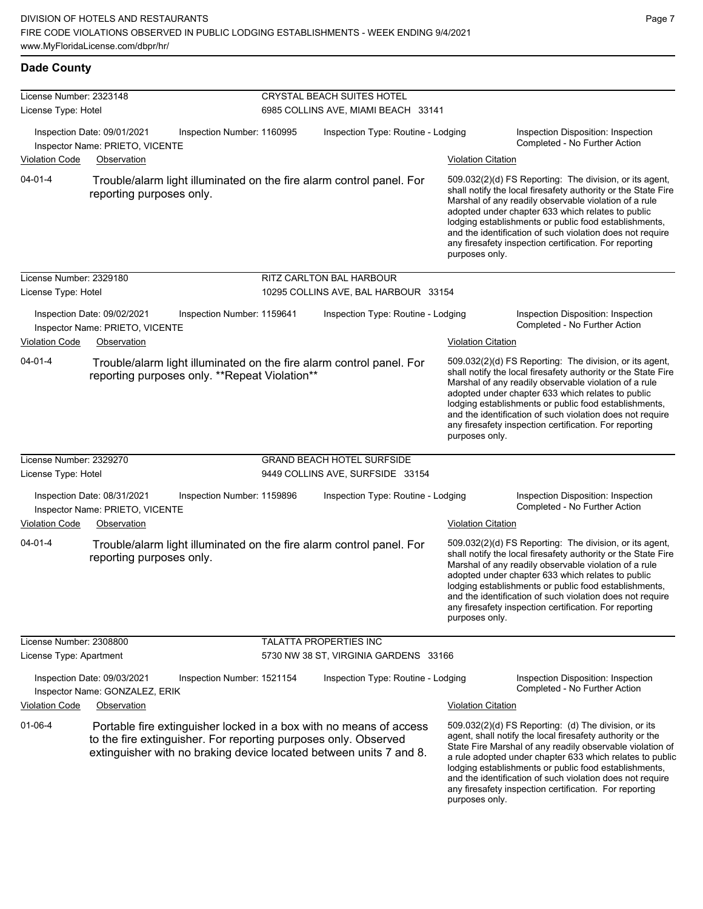## Dade County

**License Number:** 2323148
**License Type:** Hotel

CRYSTAL BEACH SUITES HOTEL
6985 COLLINS AVE, MIAMI BEACH 33141

Inspection Date: 09/01/2021 | Inspection Number: 1160995 | Inspection Type: Routine - Lodging | Inspection Disposition: Inspection Completed - No Further Action
Inspector Name: PRIETO, VICENTE

| Violation Code | Observation | Violation Citation |
| --- | --- | --- |
| 04-01-4 | Trouble/alarm light illuminated on the fire alarm control panel. For reporting purposes only. | 509.032(2)(d) FS Reporting: The division, or its agent, shall notify the local firesafety authority or the State Fire Marshal of any readily observable violation of a rule adopted under chapter 633 which relates to public lodging establishments or public food establishments, and the identification of such violation does not require any firesafety inspection certification. For reporting purposes only. |

---

**License Number:** 2329180
**License Type:** Hotel

RITZ CARLTON BAL HARBOUR
10295 COLLINS AVE, BAL HARBOUR 33154

Inspection Date: 09/02/2021 | Inspection Number: 1159641 | Inspection Type: Routine - Lodging | Inspection Disposition: Inspection Completed - No Further Action
Inspector Name: PRIETO, VICENTE

| Violation Code | Observation | Violation Citation |
| --- | --- | --- |
| 04-01-4 | Trouble/alarm light illuminated on the fire alarm control panel. For reporting purposes only. **Repeat Violation** | 509.032(2)(d) FS Reporting: The division, or its agent, shall notify the local firesafety authority or the State Fire Marshal of any readily observable violation of a rule adopted under chapter 633 which relates to public lodging establishments or public food establishments, and the identification of such violation does not require any firesafety inspection certification. For reporting purposes only. |

---

**License Number:** 2329270
**License Type:** Hotel

GRAND BEACH HOTEL SURFSIDE
9449 COLLINS AVE, SURFSIDE 33154

Inspection Date: 08/31/2021 | Inspection Number: 1159896 | Inspection Type: Routine - Lodging | Inspection Disposition: Inspection Completed - No Further Action
Inspector Name: PRIETO, VICENTE

| Violation Code | Observation | Violation Citation |
| --- | --- | --- |
| 04-01-4 | Trouble/alarm light illuminated on the fire alarm control panel. For reporting purposes only. | 509.032(2)(d) FS Reporting: The division, or its agent, shall notify the local firesafety authority or the State Fire Marshal of any readily observable violation of a rule adopted under chapter 633 which relates to public lodging establishments or public food establishments, and the identification of such violation does not require any firesafety inspection certification. For reporting purposes only. |

---

**License Number:** 2308800
**License Type:** Apartment

TALATTA PROPERTIES INC
5730 NW 38 ST, VIRGINIA GARDENS 33166

Inspection Date: 09/03/2021 | Inspection Number: 1521154 | Inspection Type: Routine - Lodging | Inspection Disposition: Inspection Completed - No Further Action
Inspector Name: GONZALEZ, ERIK

| Violation Code | Observation | Violation Citation |
| --- | --- | --- |
| 01-06-4 | Portable fire extinguisher locked in a box with no means of access to the fire extinguisher. For reporting purposes only. Observed extinguisher with no braking device located between units 7 and 8. | 509.032(2)(d) FS Reporting: (d) The division, or its agent, shall notify the local firesafety authority or the State Fire Marshal of any readily observable violation of a rule adopted under chapter 633 which relates to public lodging establishments or public food establishments, and the identification of such violation does not require any firesafety inspection certification. For reporting purposes only. |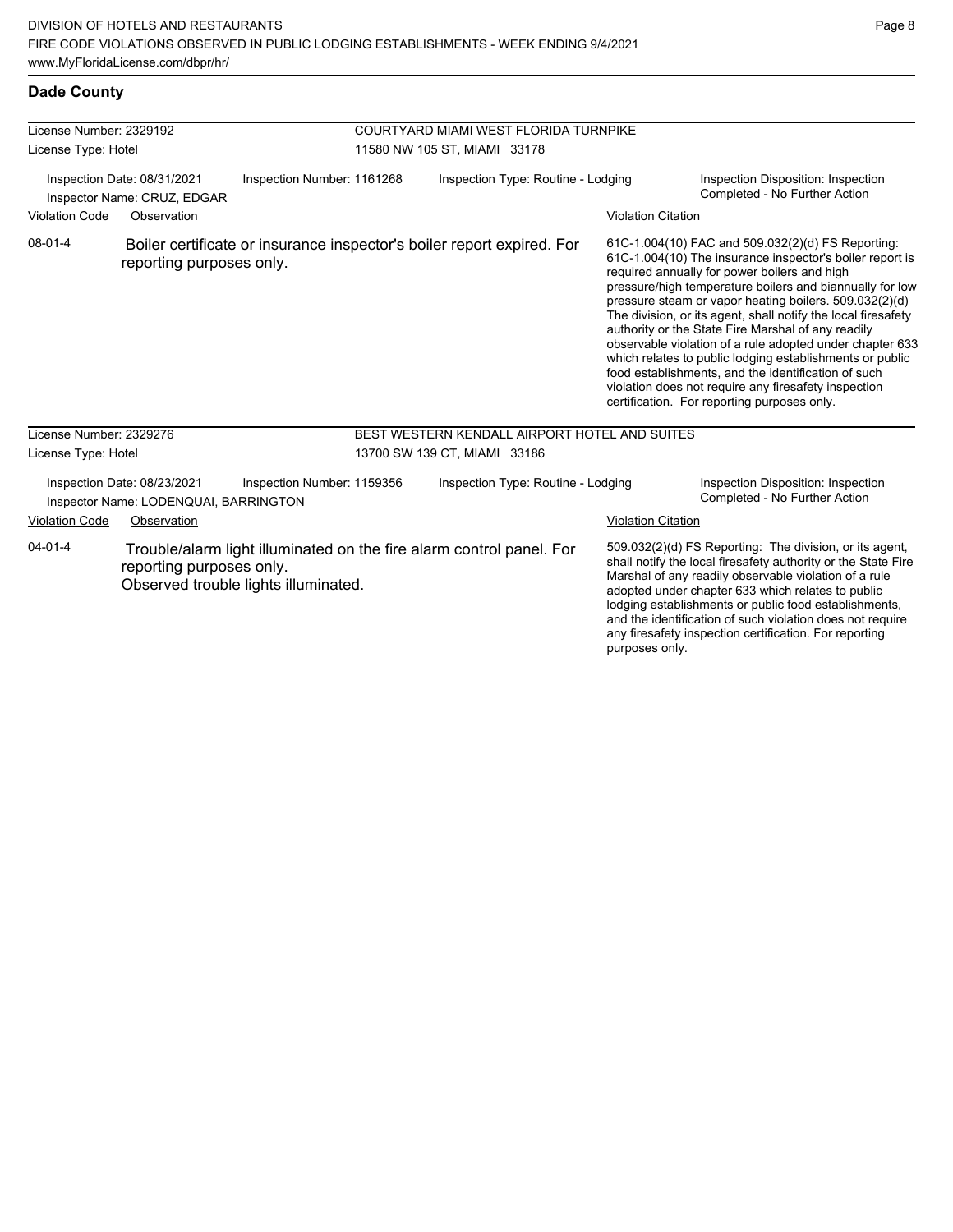## Dade County

| License Number: 2329192 | COURTYARD MIAMI WEST FLORIDA TURNPIKE |
|---|---|
| License Type: Hotel | 11580 NW 105 ST, MIAMI 33178 |

Inspection Date: 08/31/2021 | Inspection Number: 1161268 | Inspection Type: Routine - Lodging | Inspection Disposition: Inspection Completed - No Further Action

Inspector Name: CRUZ, EDGAR

| Violation Code | Observation | Violation Citation |
|---|---|---|
| 08-01-4 | Boiler certificate or insurance inspector's boiler report expired. For reporting purposes only. | 61C-1.004(10) FAC and 509.032(2)(d) FS Reporting: 61C-1.004(10) The insurance inspector's boiler report is required annually for power boilers and high pressure/high temperature boilers and biannually for low pressure steam or vapor heating boilers. 509.032(2)(d) The division, or its agent, shall notify the local firesafety authority or the State Fire Marshal of any readily observable violation of a rule adopted under chapter 633 which relates to public lodging establishments or public food establishments, and the identification of such violation does not require any firesafety inspection certification. For reporting purposes only. |

| License Number: 2329276 | BEST WESTERN KENDALL AIRPORT HOTEL AND SUITES |
|---|---|
| License Type: Hotel | 13700 SW 139 CT, MIAMI 33186 |

Inspection Date: 08/23/2021 | Inspection Number: 1159356 | Inspection Type: Routine - Lodging | Inspection Disposition: Inspection Completed - No Further Action

Inspector Name: LODENQUAI, BARRINGTON

| Violation Code | Observation | Violation Citation |
|---|---|---|
| 04-01-4 | Trouble/alarm light illuminated on the fire alarm control panel. For reporting purposes only.<br>Observed trouble lights illuminated. | 509.032(2)(d) FS Reporting: The division, or its agent, shall notify the local firesafety authority or the State Fire Marshal of any readily observable violation of a rule adopted under chapter 633 which relates to public lodging establishments or public food establishments, and the identification of such violation does not require any firesafety inspection certification. For reporting purposes only. |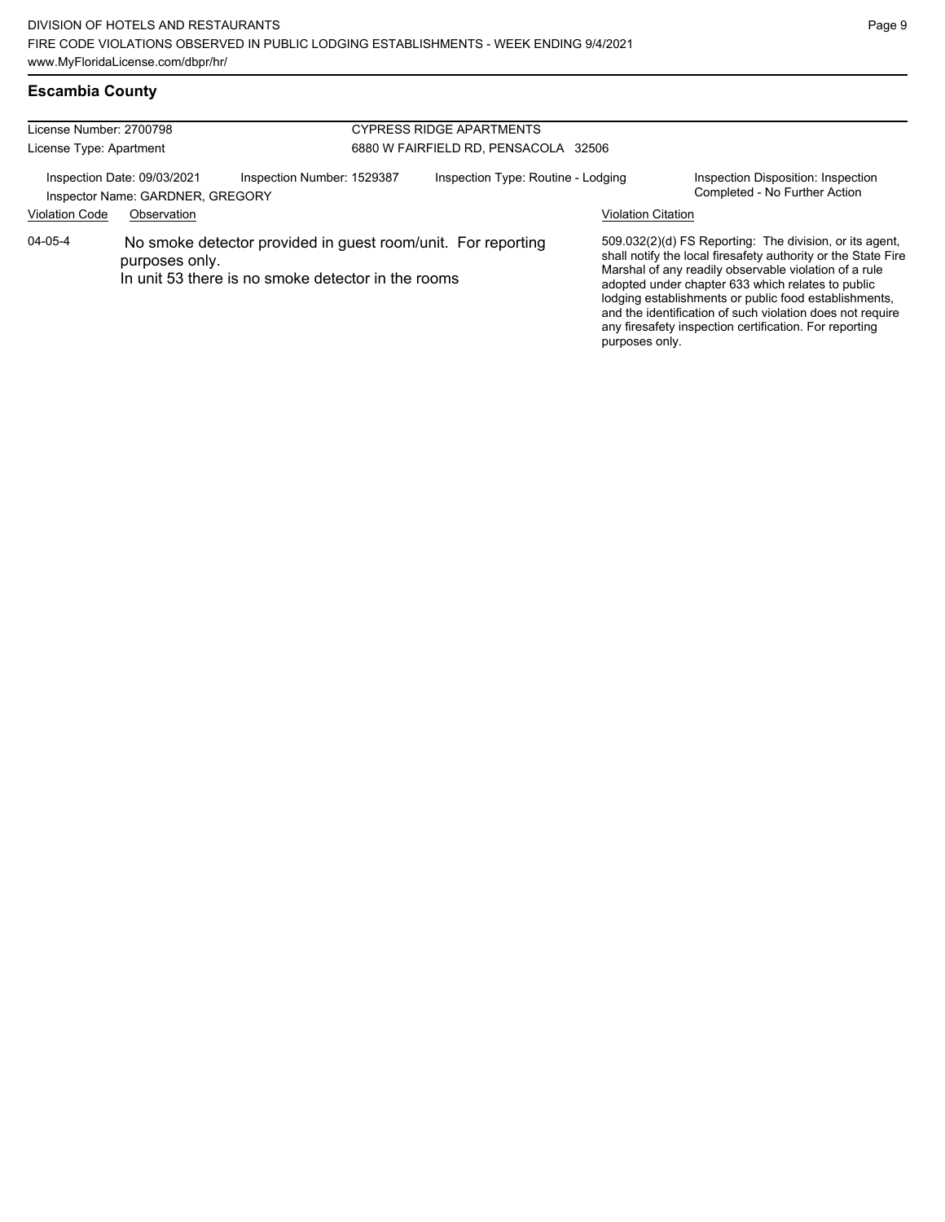## Escambia County

License Number: 2700798
License Type: Apartment

CYPRESS RIDGE APARTMENTS
6880 W FAIRFIELD RD, PENSACOLA 32506

Inspection Date: 09/03/2021
Inspector Name: GARDNER, GREGORY
Inspection Number: 1529387
Inspection Type: Routine - Lodging
Inspection Disposition: Inspection Completed - No Further Action

| Violation Code | Observation | Violation Citation |
| --- | --- | --- |
| 04-05-4 | No smoke detector provided in guest room/unit. For reporting purposes only. In unit 53 there is no smoke detector in the rooms | 509.032(2)(d) FS Reporting: The division, or its agent, shall notify the local firesafety authority or the State Fire Marshal of any readily observable violation of a rule adopted under chapter 633 which relates to public lodging establishments or public food establishments, and the identification of such violation does not require any firesafety inspection certification. For reporting purposes only. |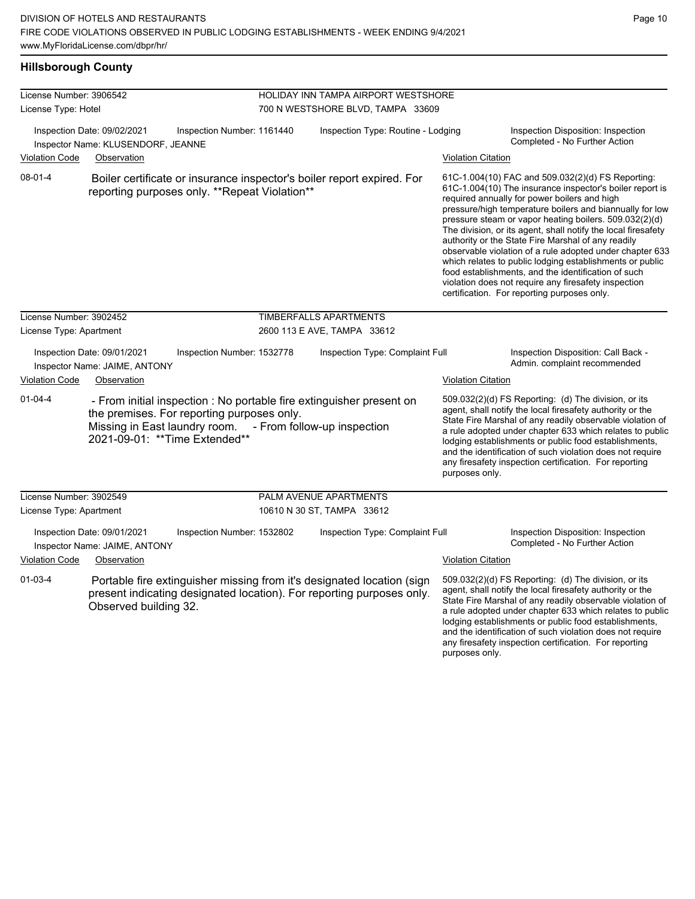## Hillsborough County

| License Number: 3906542 | HOLIDAY INN TAMPA AIRPORT WESTSHORE |
|---|---|
| License Type: Hotel | 700 N WESTSHORE BLVD, TAMPA 33609 |

Inspection Date: 09/02/2021 | Inspection Number: 1161440 | Inspection Type: Routine - Lodging | Inspection Disposition: Inspection Completed - No Further Action

Inspector Name: KLUSENDORF, JEANNE

| Violation Code | Observation | Violation Citation |
|---|---|---|
| 08-01-4 | Boiler certificate or insurance inspector's boiler report expired. For reporting purposes only. **Repeat Violation** | 61C-1.004(10) FAC and 509.032(2)(d) FS Reporting: 61C-1.004(10) The insurance inspector's boiler report is required annually for power boilers and high pressure/high temperature boilers and biannually for low pressure steam or vapor heating boilers. 509.032(2)(d) The division, or its agent, shall notify the local firesafety authority or the State Fire Marshal of any readily observable violation of a rule adopted under chapter 633 which relates to public lodging establishments or public food establishments, and the identification of such violation does not require any firesafety inspection certification. For reporting purposes only. |

| License Number: 3902452 | TIMBERFALLS APARTMENTS |
|---|---|
| License Type: Apartment | 2600 113 E AVE, TAMPA 33612 |

Inspection Date: 09/01/2021 | Inspection Number: 1532778 | Inspection Type: Complaint Full | Inspection Disposition: Call Back - Admin. complaint recommended

Inspector Name: JAIME, ANTONY

| Violation Code | Observation | Violation Citation |
|---|---|---|
| 01-04-4 | - From initial inspection : No portable fire extinguisher present on the premises. For reporting purposes only. Missing in East laundry room. - From follow-up inspection 2021-09-01: **Time Extended** | 509.032(2)(d) FS Reporting: (d) The division, or its agent, shall notify the local firesafety authority or the State Fire Marshal of any readily observable violation of a rule adopted under chapter 633 which relates to public lodging establishments or public food establishments, and the identification of such violation does not require any firesafety inspection certification. For reporting purposes only. |

| License Number: 3902549 | PALM AVENUE APARTMENTS |
|---|---|
| License Type: Apartment | 10610 N 30 ST, TAMPA 33612 |

Inspection Date: 09/01/2021 | Inspection Number: 1532802 | Inspection Type: Complaint Full | Inspection Disposition: Inspection Completed - No Further Action

Inspector Name: JAIME, ANTONY

| Violation Code | Observation | Violation Citation |
|---|---|---|
| 01-03-4 | Portable fire extinguisher missing from it's designated location (sign present indicating designated location). For reporting purposes only. Observed building 32. | 509.032(2)(d) FS Reporting: (d) The division, or its agent, shall notify the local firesafety authority or the State Fire Marshal of any readily observable violation of a rule adopted under chapter 633 which relates to public lodging establishments or public food establishments, and the identification of such violation does not require any firesafety inspection certification. For reporting purposes only. |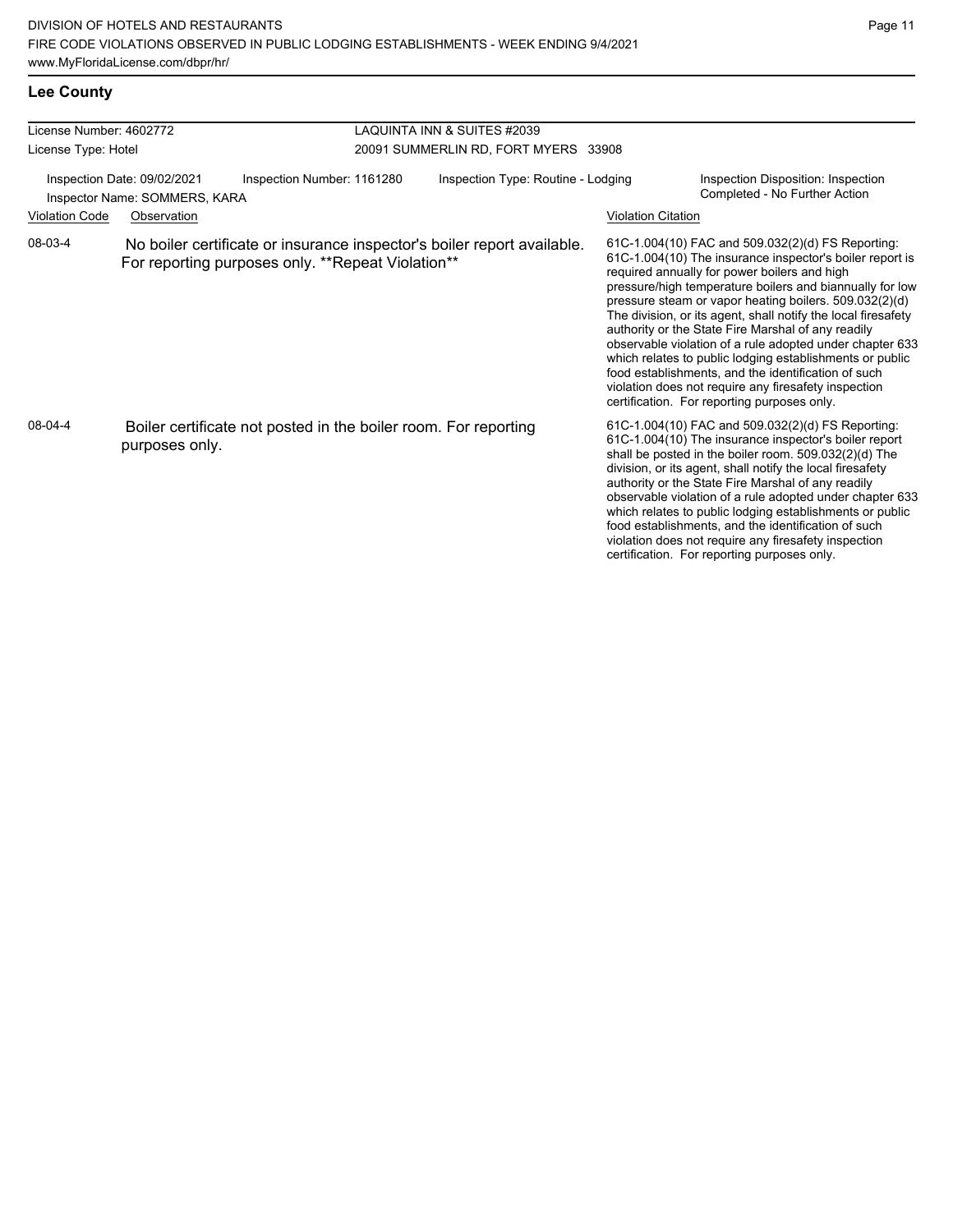## Lee County

| License Number: 4602772 | LAQUINTA INN & SUITES #2039 |
| --- | --- |
| License Type: Hotel | 20091 SUMMERLIN RD, FORT MYERS 33908 |

Inspection Date: 09/02/2021 | Inspection Number: 1161280 | Inspection Type: Routine - Lodging | Inspection Disposition: Inspection Completed - No Further Action

Inspector Name: SOMMERS, KARA

| Violation Code | Observation | Violation Citation |
| --- | --- | --- |
| 08-03-4 | No boiler certificate or insurance inspector's boiler report available. For reporting purposes only. **Repeat Violation** | 61C-1.004(10) FAC and 509.032(2)(d) FS Reporting: 61C-1.004(10) The insurance inspector's boiler report is required annually for power boilers and high pressure/high temperature boilers and biannually for low pressure steam or vapor heating boilers. 509.032(2)(d) The division, or its agent, shall notify the local firesafety authority or the State Fire Marshal of any readily observable violation of a rule adopted under chapter 633 which relates to public lodging establishments or public food establishments, and the identification of such violation does not require any firesafety inspection certification. For reporting purposes only. |
| 08-04-4 | Boiler certificate not posted in the boiler room. For reporting purposes only. | 61C-1.004(10) FAC and 509.032(2)(d) FS Reporting: 61C-1.004(10) The insurance inspector's boiler report shall be posted in the boiler room. 509.032(2)(d) The division, or its agent, shall notify the local firesafety authority or the State Fire Marshal of any readily observable violation of a rule adopted under chapter 633 which relates to public lodging establishments or public food establishments, and the identification of such violation does not require any firesafety inspection certification. For reporting purposes only. |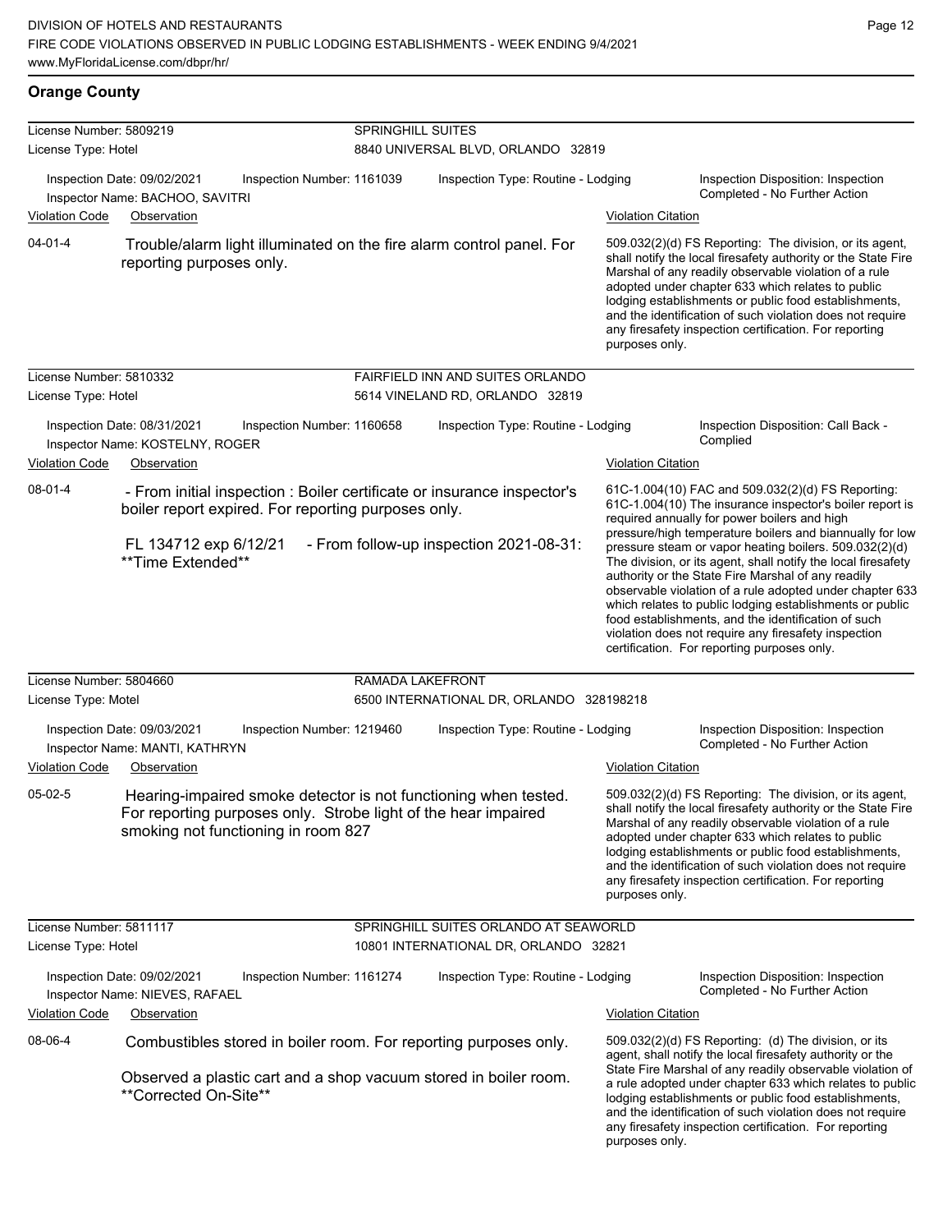## Orange County

**License Number:** 5809219 — **SPRINGHILL SUITES**
**License Type:** Hotel — 8840 UNIVERSAL BLVD, ORLANDO 32819

Inspection Date: 09/02/2021 | Inspection Number: 1161039 | Inspection Type: Routine - Lodging | Inspection Disposition: Inspection Completed - No Further Action
Inspector Name: BACHOO, SAVITRI

| Violation Code | Observation | Violation Citation |
| --- | --- | --- |
| 04-01-4 | Trouble/alarm light illuminated on the fire alarm control panel. For reporting purposes only. | 509.032(2)(d) FS Reporting: The division, or its agent, shall notify the local firesafety authority or the State Fire Marshal of any readily observable violation of a rule adopted under chapter 633 which relates to public lodging establishments or public food establishments, and the identification of such violation does not require any firesafety inspection certification. For reporting purposes only. |

**License Number:** 5810332 — **FAIRFIELD INN AND SUITES ORLANDO**
**License Type:** Hotel — 5614 VINELAND RD, ORLANDO 32819

Inspection Date: 08/31/2021 | Inspection Number: 1160658 | Inspection Type: Routine - Lodging | Inspection Disposition: Call Back - Complied
Inspector Name: KOSTELNY, ROGER

| Violation Code | Observation | Violation Citation |
| --- | --- | --- |
| 08-01-4 | - From initial inspection : Boiler certificate or insurance inspector's boiler report expired. For reporting purposes only. FL 134712 exp 6/12/21 - From follow-up inspection 2021-08-31: **Time Extended** | 61C-1.004(10) FAC and 509.032(2)(d) FS Reporting: 61C-1.004(10) The insurance inspector's boiler report is required annually for power boilers and high pressure/high temperature boilers and biannually for low pressure steam or vapor heating boilers. 509.032(2)(d) The division, or its agent, shall notify the local firesafety authority or the State Fire Marshal of any readily observable violation of a rule adopted under chapter 633 which relates to public lodging establishments or public food establishments, and the identification of such violation does not require any firesafety inspection certification. For reporting purposes only. |

**License Number:** 5804660 — **RAMADA LAKEFRONT**
**License Type:** Motel — 6500 INTERNATIONAL DR, ORLANDO 328198218

Inspection Date: 09/03/2021 | Inspection Number: 1219460 | Inspection Type: Routine - Lodging | Inspection Disposition: Inspection Completed - No Further Action
Inspector Name: MANTI, KATHRYN

| Violation Code | Observation | Violation Citation |
| --- | --- | --- |
| 05-02-5 | Hearing-impaired smoke detector is not functioning when tested. For reporting purposes only. Strobe light of the hear impaired smoking not functioning in room 827 | 509.032(2)(d) FS Reporting: The division, or its agent, shall notify the local firesafety authority or the State Fire Marshal of any readily observable violation of a rule adopted under chapter 633 which relates to public lodging establishments or public food establishments, and the identification of such violation does not require any firesafety inspection certification. For reporting purposes only. |

**License Number:** 5811117 — **SPRINGHILL SUITES ORLANDO AT SEAWORLD**
**License Type:** Hotel — 10801 INTERNATIONAL DR, ORLANDO 32821

Inspection Date: 09/02/2021 | Inspection Number: 1161274 | Inspection Type: Routine - Lodging | Inspection Disposition: Inspection Completed - No Further Action
Inspector Name: NIEVES, RAFAEL

| Violation Code | Observation | Violation Citation |
| --- | --- | --- |
| 08-06-4 | Combustibles stored in boiler room. For reporting purposes only. Observed a plastic cart and a shop vacuum stored in boiler room. **Corrected On-Site** | 509.032(2)(d) FS Reporting: (d) The division, or its agent, shall notify the local firesafety authority or the State Fire Marshal of any readily observable violation of a rule adopted under chapter 633 which relates to public lodging establishments or public food establishments, and the identification of such violation does not require any firesafety inspection certification. For reporting purposes only. |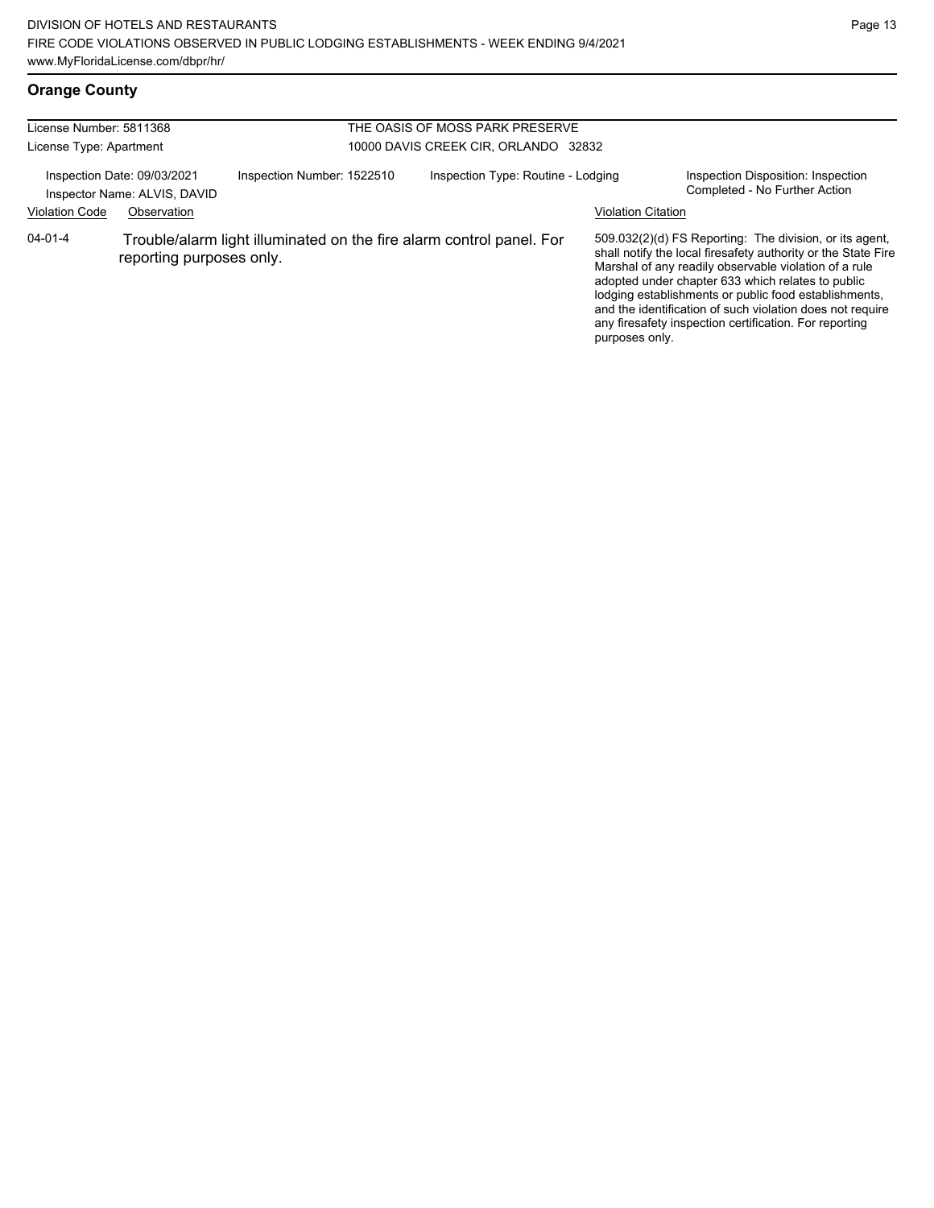## Orange County

License Number: 5811368

License Type: Apartment

THE OASIS OF MOSS PARK PRESERVE

10000 DAVIS CREEK CIR, ORLANDO 32832

Inspection Date: 09/03/2021

Inspector Name: ALVIS, DAVID

Inspection Number: 1522510

Inspection Type: Routine - Lodging

Inspection Disposition: Inspection Completed - No Further Action

| Violation Code | Observation | Violation Citation |
|---|---|---|
| 04-01-4 | Trouble/alarm light illuminated on the fire alarm control panel. For reporting purposes only. | 509.032(2)(d) FS Reporting: The division, or its agent, shall notify the local firesafety authority or the State Fire Marshal of any readily observable violation of a rule adopted under chapter 633 which relates to public lodging establishments or public food establishments, and the identification of such violation does not require any firesafety inspection certification. For reporting purposes only. |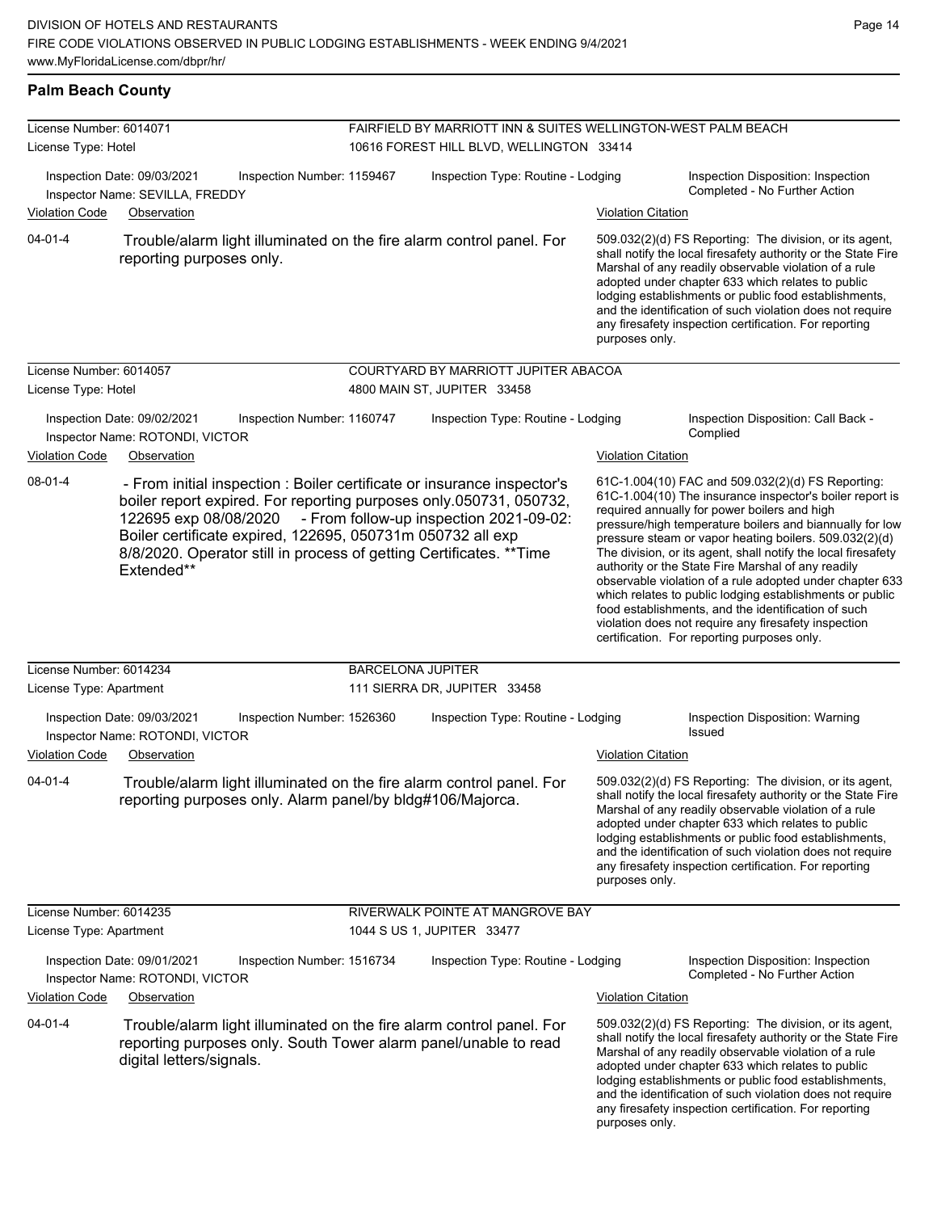## Palm Beach County

**License Number:** 6014071
**License Type:** Hotel

**FAIRFIELD BY MARRIOTT INN & SUITES WELLINGTON-WEST PALM BEACH**
10616 FOREST HILL BLVD, WELLINGTON 33414

Inspection Date: 09/03/2021 | Inspection Number: 1159467 | Inspection Type: Routine - Lodging | Inspection Disposition: Inspection Completed - No Further Action
Inspector Name: SEVILLA, FREDDY

| Violation Code | Observation | Violation Citation |
|---|---|---|
| 04-01-4 | Trouble/alarm light illuminated on the fire alarm control panel. For reporting purposes only. | 509.032(2)(d) FS Reporting: The division, or its agent, shall notify the local firesafety authority or the State Fire Marshal of any readily observable violation of a rule adopted under chapter 633 which relates to public lodging establishments or public food establishments, and the identification of such violation does not require any firesafety inspection certification. For reporting purposes only. |

---

**License Number:** 6014057
**License Type:** Hotel

**COURTYARD BY MARRIOTT JUPITER ABACOA**
4800 MAIN ST, JUPITER 33458

Inspection Date: 09/02/2021 | Inspection Number: 1160747 | Inspection Type: Routine - Lodging | Inspection Disposition: Call Back - Complied
Inspector Name: ROTONDI, VICTOR

| Violation Code | Observation | Violation Citation |
|---|---|---|
| 08-01-4 | - From initial inspection : Boiler certificate or insurance inspector's boiler report expired. For reporting purposes only.050731, 050732, 122695 exp 08/08/2020 - From follow-up inspection 2021-09-02: Boiler certificate expired, 122695, 050731m 050732 all exp 8/8/2020. Operator still in process of getting Certificates. **Time Extended** | 61C-1.004(10) FAC and 509.032(2)(d) FS Reporting: 61C-1.004(10) The insurance inspector's boiler report is required annually for power boilers and high pressure/high temperature boilers and biannually for low pressure steam or vapor heating boilers. 509.032(2)(d) The division, or its agent, shall notify the local firesafety authority or the State Fire Marshal of any readily observable violation of a rule adopted under chapter 633 which relates to public lodging establishments or public food establishments, and the identification of such violation does not require any firesafety inspection certification. For reporting purposes only. |

---

**License Number:** 6014234
**License Type:** Apartment

**BARCELONA JUPITER**
111 SIERRA DR, JUPITER 33458

Inspection Date: 09/03/2021 | Inspection Number: 1526360 | Inspection Type: Routine - Lodging | Inspection Disposition: Warning Issued
Inspector Name: ROTONDI, VICTOR

| Violation Code | Observation | Violation Citation |
|---|---|---|
| 04-01-4 | Trouble/alarm light illuminated on the fire alarm control panel. For reporting purposes only. Alarm panel/by bldg#106/Majorca. | 509.032(2)(d) FS Reporting: The division, or its agent, shall notify the local firesafety authority or the State Fire Marshal of any readily observable violation of a rule adopted under chapter 633 which relates to public lodging establishments or public food establishments, and the identification of such violation does not require any firesafety inspection certification. For reporting purposes only. |

---

**License Number:** 6014235
**License Type:** Apartment

**RIVERWALK POINTE AT MANGROVE BAY**
1044 S US 1, JUPITER 33477

Inspection Date: 09/01/2021 | Inspection Number: 1516734 | Inspection Type: Routine - Lodging | Inspection Disposition: Inspection Completed - No Further Action
Inspector Name: ROTONDI, VICTOR

| Violation Code | Observation | Violation Citation |
|---|---|---|
| 04-01-4 | Trouble/alarm light illuminated on the fire alarm control panel. For reporting purposes only. South Tower alarm panel/unable to read digital letters/signals. | 509.032(2)(d) FS Reporting: The division, or its agent, shall notify the local firesafety authority or the State Fire Marshal of any readily observable violation of a rule adopted under chapter 633 which relates to public lodging establishments or public food establishments, and the identification of such violation does not require any firesafety inspection certification. For reporting purposes only. |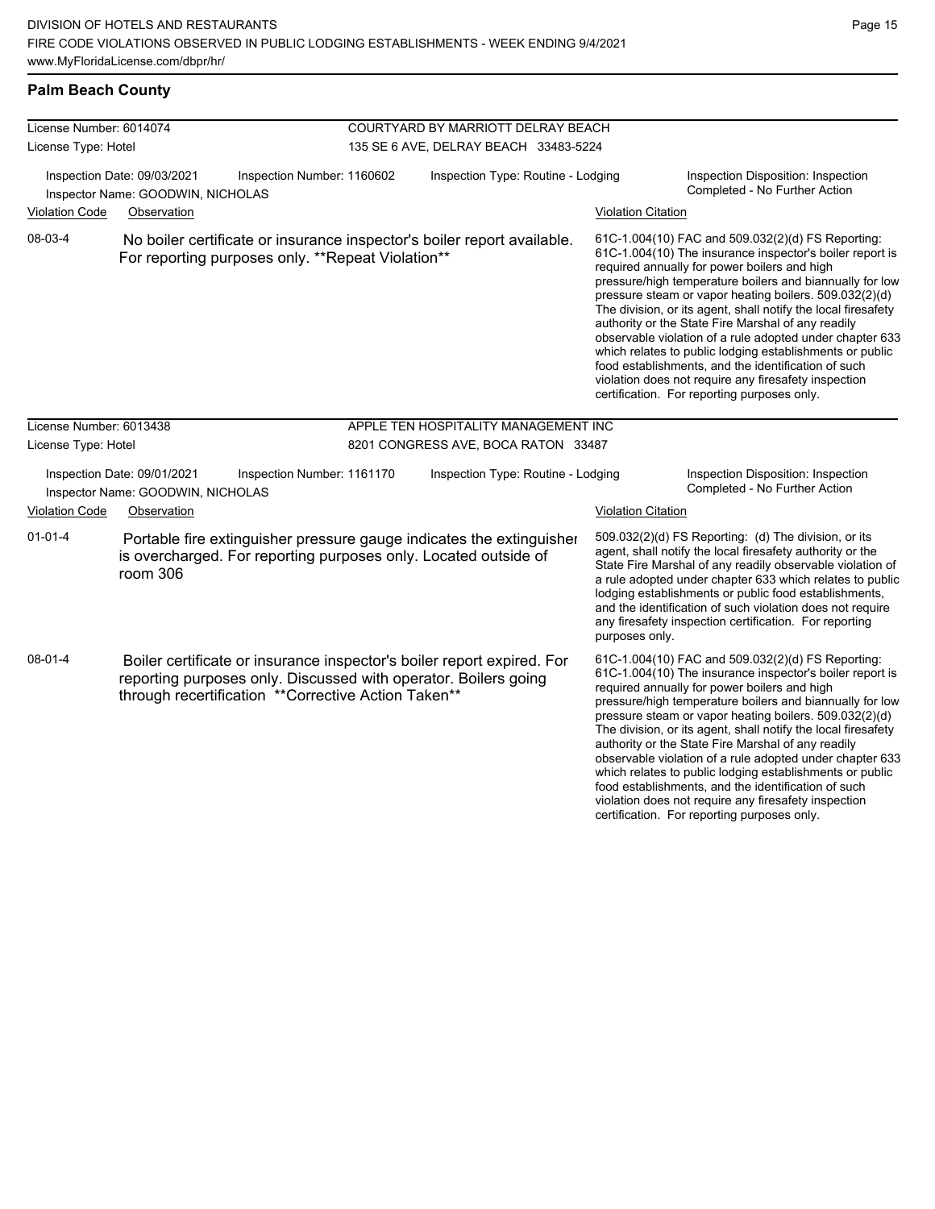## Palm Beach County

**License Number:** 6014074
**License Type:** Hotel

**COURTYARD BY MARRIOTT DELRAY BEACH**
135 SE 6 AVE, DELRAY BEACH 33483-5224

**Inspection Date:** 09/03/2021
**Inspection Number:** 1160602
**Inspection Type:** Routine - Lodging
**Inspector Name:** GOODWIN, NICHOLAS
**Inspection Disposition:** Inspection Completed - No Further Action

| Violation Code | Observation | Violation Citation |
|---|---|---|
| 08-03-4 | No boiler certificate or insurance inspector's boiler report available. For reporting purposes only. **Repeat Violation** | 61C-1.004(10) FAC and 509.032(2)(d) FS Reporting: 61C-1.004(10) The insurance inspector's boiler report is required annually for power boilers and high pressure/high temperature boilers and biannually for low pressure steam or vapor heating boilers. 509.032(2)(d) The division, or its agent, shall notify the local firesafety authority or the State Fire Marshal of any readily observable violation of a rule adopted under chapter 633 which relates to public lodging establishments or public food establishments, and the identification of such violation does not require any firesafety inspection certification. For reporting purposes only. |

---

**License Number:** 6013438
**License Type:** Hotel

**APPLE TEN HOSPITALITY MANAGEMENT INC**
8201 CONGRESS AVE, BOCA RATON 33487

**Inspection Date:** 09/01/2021
**Inspection Number:** 1161170
**Inspection Type:** Routine - Lodging
**Inspector Name:** GOODWIN, NICHOLAS
**Inspection Disposition:** Inspection Completed - No Further Action

| Violation Code | Observation | Violation Citation |
|---|---|---|
| 01-01-4 | Portable fire extinguisher pressure gauge indicates the extinguisher is overcharged. For reporting purposes only. Located outside of room 306 | 509.032(2)(d) FS Reporting: (d) The division, or its agent, shall notify the local firesafety authority or the State Fire Marshal of any readily observable violation of a rule adopted under chapter 633 which relates to public lodging establishments or public food establishments, and the identification of such violation does not require any firesafety inspection certification. For reporting purposes only. |
| 08-01-4 | Boiler certificate or insurance inspector's boiler report expired. For reporting purposes only. Discussed with operator. Boilers going through recertification **Corrective Action Taken** | 61C-1.004(10) FAC and 509.032(2)(d) FS Reporting: 61C-1.004(10) The insurance inspector's boiler report is required annually for power boilers and high pressure/high temperature boilers and biannually for low pressure steam or vapor heating boilers. 509.032(2)(d) The division, or its agent, shall notify the local firesafety authority or the State Fire Marshal of any readily observable violation of a rule adopted under chapter 633 which relates to public lodging establishments or public food establishments, and the identification of such violation does not require any firesafety inspection certification. For reporting purposes only. |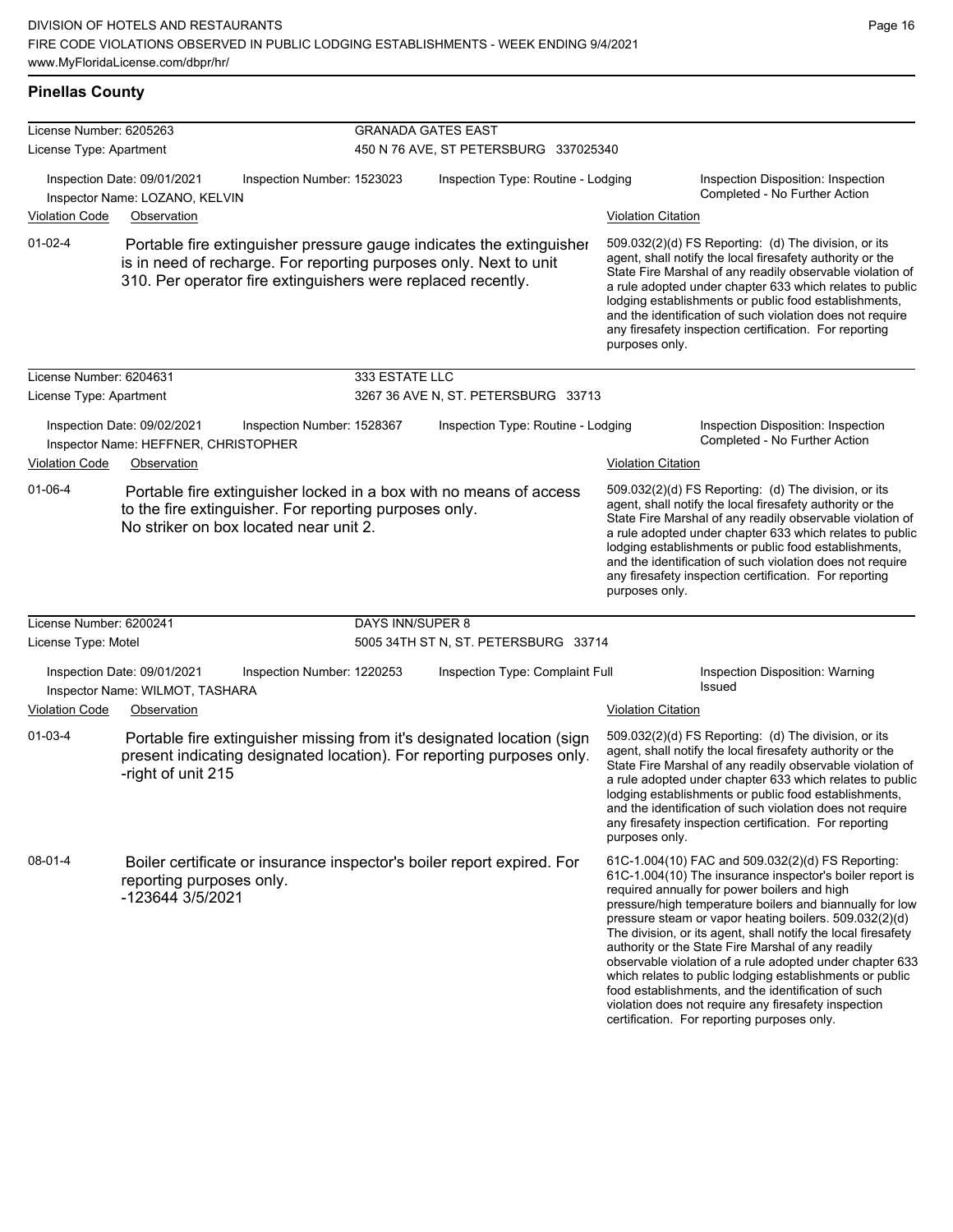## Pinellas County

**License Number:** 6205263 — **GRANADA GATES EAST**
**License Type:** Apartment — 450 N 76 AVE, ST PETERSBURG 337025340

Inspection Date: 09/01/2021 | Inspection Number: 1523023 | Inspection Type: Routine - Lodging | Inspection Disposition: Inspection Completed - No Further Action
Inspector Name: LOZANO, KELVIN

| Violation Code | Observation | Violation Citation |
|---|---|---|
| 01-02-4 | Portable fire extinguisher pressure gauge indicates the extinguisher is in need of recharge. For reporting purposes only. Next to unit 310. Per operator fire extinguishers were replaced recently. | 509.032(2)(d) FS Reporting: (d) The division, or its agent, shall notify the local firesafety authority or the State Fire Marshal of any readily observable violation of a rule adopted under chapter 633 which relates to public lodging establishments or public food establishments, and the identification of such violation does not require any firesafety inspection certification. For reporting purposes only. |

**License Number:** 6204631 — **333 ESTATE LLC**
**License Type:** Apartment — 3267 36 AVE N, ST. PETERSBURG 33713

Inspection Date: 09/02/2021 | Inspection Number: 1528367 | Inspection Type: Routine - Lodging | Inspection Disposition: Inspection Completed - No Further Action
Inspector Name: HEFFNER, CHRISTOPHER

| Violation Code | Observation | Violation Citation |
|---|---|---|
| 01-06-4 | Portable fire extinguisher locked in a box with no means of access to the fire extinguisher. For reporting purposes only. No striker on box located near unit 2. | 509.032(2)(d) FS Reporting: (d) The division, or its agent, shall notify the local firesafety authority or the State Fire Marshal of any readily observable violation of a rule adopted under chapter 633 which relates to public lodging establishments or public food establishments, and the identification of such violation does not require any firesafety inspection certification. For reporting purposes only. |

**License Number:** 6200241 — **DAYS INN/SUPER 8**
**License Type:** Motel — 5005 34TH ST N, ST. PETERSBURG 33714

Inspection Date: 09/01/2021 | Inspection Number: 1220253 | Inspection Type: Complaint Full | Inspection Disposition: Warning Issued
Inspector Name: WILMOT, TASHARA

| Violation Code | Observation | Violation Citation |
|---|---|---|
| 01-03-4 | Portable fire extinguisher missing from it's designated location (sign present indicating designated location). For reporting purposes only. -right of unit 215 | 509.032(2)(d) FS Reporting: (d) The division, or its agent, shall notify the local firesafety authority or the State Fire Marshal of any readily observable violation of a rule adopted under chapter 633 which relates to public lodging establishments or public food establishments, and the identification of such violation does not require any firesafety inspection certification. For reporting purposes only. |
| 08-01-4 | Boiler certificate or insurance inspector's boiler report expired. For reporting purposes only. -123644 3/5/2021 | 61C-1.004(10) FAC and 509.032(2)(d) FS Reporting: 61C-1.004(10) The insurance inspector's boiler report is required annually for power boilers and high pressure/high temperature boilers and biannually for low pressure steam or vapor heating boilers. 509.032(2)(d) The division, or its agent, shall notify the local firesafety authority or the State Fire Marshal of any readily observable violation of a rule adopted under chapter 633 which relates to public lodging establishments or public food establishments, and the identification of such violation does not require any firesafety inspection certification. For reporting purposes only. |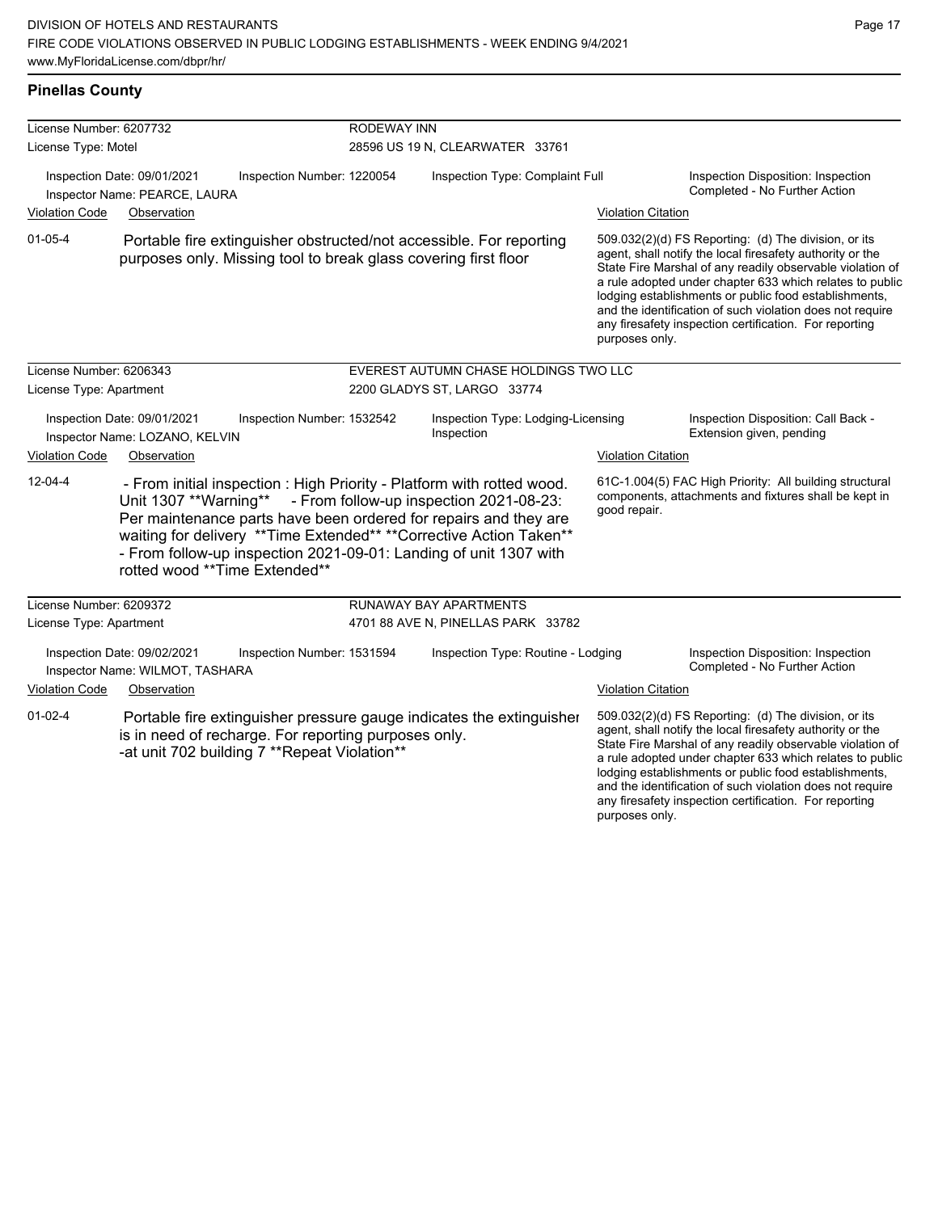## Pinellas County

**License Number:** 6207732
**License Type:** Motel
**RODEWAY INN**
28596 US 19 N, CLEARWATER 33761

Inspection Date: 09/01/2021
Inspector Name: PEARCE, LAURA
Inspection Number: 1220054
Inspection Type: Complaint Full
Inspection Disposition: Inspection Completed - No Further Action

| Violation Code | Observation | Violation Citation |
|---|---|---|
| 01-05-4 | Portable fire extinguisher obstructed/not accessible. For reporting purposes only. Missing tool to break glass covering first floor | 509.032(2)(d) FS Reporting: (d) The division, or its agent, shall notify the local firesafety authority or the State Fire Marshal of any readily observable violation of a rule adopted under chapter 633 which relates to public lodging establishments or public food establishments, and the identification of such violation does not require any firesafety inspection certification. For reporting purposes only. |

---

**License Number:** 6206343
**License Type:** Apartment
**EVEREST AUTUMN CHASE HOLDINGS TWO LLC**
2200 GLADYS ST, LARGO 33774

Inspection Date: 09/01/2021
Inspector Name: LOZANO, KELVIN
Inspection Number: 1532542
Inspection Type: Lodging-Licensing Inspection
Inspection Disposition: Call Back - Extension given, pending

| Violation Code | Observation | Violation Citation |
|---|---|---|
| 12-04-4 | - From initial inspection : High Priority - Platform with rotted wood. Unit 1307 **Warning** - From follow-up inspection 2021-08-23: Per maintenance parts have been ordered for repairs and they are waiting for delivery **Time Extended** **Corrective Action Taken** - From follow-up inspection 2021-09-01: Landing of unit 1307 with rotted wood **Time Extended** | 61C-1.004(5) FAC High Priority: All building structural components, attachments and fixtures shall be kept in good repair. |

---

**License Number:** 6209372
**License Type:** Apartment
**RUNAWAY BAY APARTMENTS**
4701 88 AVE N, PINELLAS PARK 33782

Inspection Date: 09/02/2021
Inspector Name: WILMOT, TASHARA
Inspection Number: 1531594
Inspection Type: Routine - Lodging
Inspection Disposition: Inspection Completed - No Further Action

| Violation Code | Observation | Violation Citation |
|---|---|---|
| 01-02-4 | Portable fire extinguisher pressure gauge indicates the extinguisher is in need of recharge. For reporting purposes only. -at unit 702 building 7 **Repeat Violation** | 509.032(2)(d) FS Reporting: (d) The division, or its agent, shall notify the local firesafety authority or the State Fire Marshal of any readily observable violation of a rule adopted under chapter 633 which relates to public lodging establishments or public food establishments, and the identification of such violation does not require any firesafety inspection certification. For reporting purposes only. |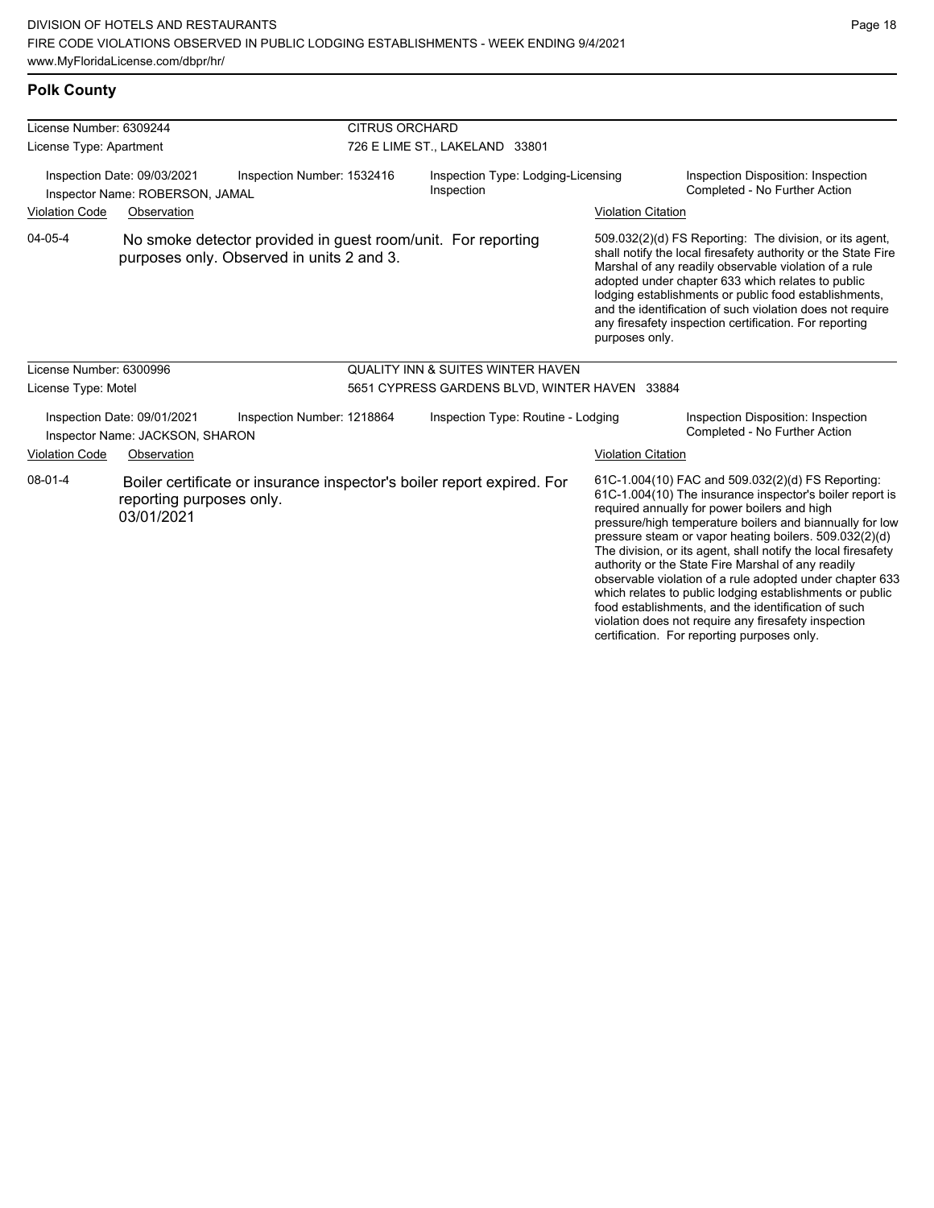## Polk County

**License Number:** 6309244
**License Type:** Apartment
**CITRUS ORCHARD**
726 E LIME ST., LAKELAND 33801

Inspection Date: 09/03/2021
Inspector Name: ROBERSON, JAMAL
Inspection Number: 1532416
Inspection Type: Lodging-Licensing Inspection
Inspection Disposition: Inspection Completed - No Further Action

| Violation Code | Observation | Violation Citation |
|---|---|---|
| 04-05-4 | No smoke detector provided in guest room/unit. For reporting purposes only. Observed in units 2 and 3. | 509.032(2)(d) FS Reporting: The division, or its agent, shall notify the local firesafety authority or the State Fire Marshal of any readily observable violation of a rule adopted under chapter 633 which relates to public lodging establishments or public food establishments, and the identification of such violation does not require any firesafety inspection certification. For reporting purposes only. |

**License Number:** 6300996
**License Type:** Motel
**QUALITY INN & SUITES WINTER HAVEN**
5651 CYPRESS GARDENS BLVD, WINTER HAVEN 33884

Inspection Date: 09/01/2021
Inspector Name: JACKSON, SHARON
Inspection Number: 1218864
Inspection Type: Routine - Lodging
Inspection Disposition: Inspection Completed - No Further Action

| Violation Code | Observation | Violation Citation |
|---|---|---|
| 08-01-4 | Boiler certificate or insurance inspector's boiler report expired. For reporting purposes only. 03/01/2021 | 61C-1.004(10) FAC and 509.032(2)(d) FS Reporting: 61C-1.004(10) The insurance inspector's boiler report is required annually for power boilers and high pressure/high temperature boilers and biannually for low pressure steam or vapor heating boilers. 509.032(2)(d) The division, or its agent, shall notify the local firesafety authority or the State Fire Marshal of any readily observable violation of a rule adopted under chapter 633 which relates to public lodging establishments or public food establishments, and the identification of such violation does not require any firesafety inspection certification. For reporting purposes only. |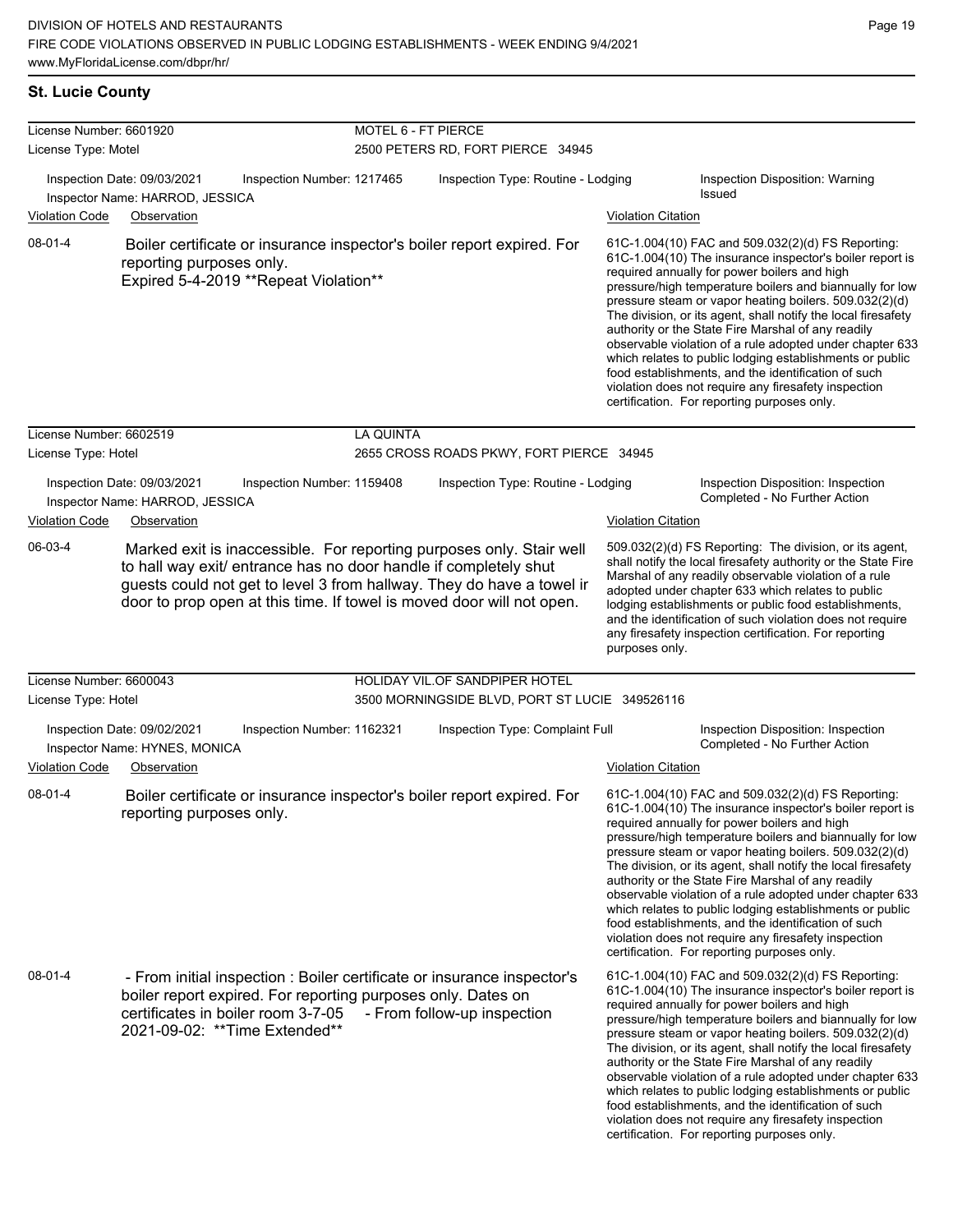## St. Lucie County

**License Number:** 6601920 — **MOTEL 6 - FT PIERCE**
**License Type:** Motel — 2500 PETERS RD, FORT PIERCE 34945

Inspection Date: 09/03/2021 | Inspection Number: 1217465 | Inspection Type: Routine - Lodging | Inspection Disposition: Warning Issued
Inspector Name: HARROD, JESSICA

| Violation Code | Observation | Violation Citation |
|---|---|---|
| 08-01-4 | Boiler certificate or insurance inspector's boiler report expired. For reporting purposes only. Expired 5-4-2019 **Repeat Violation** | 61C-1.004(10) FAC and 509.032(2)(d) FS Reporting: 61C-1.004(10) The insurance inspector's boiler report is required annually for power boilers and high pressure/high temperature boilers and biannually for low pressure steam or vapor heating boilers. 509.032(2)(d) The division, or its agent, shall notify the local firesafety authority or the State Fire Marshal of any readily observable violation of a rule adopted under chapter 633 which relates to public lodging establishments or public food establishments, and the identification of such violation does not require any firesafety inspection certification. For reporting purposes only. |

**License Number:** 6602519 — **LA QUINTA**
**License Type:** Hotel — 2655 CROSS ROADS PKWY, FORT PIERCE 34945

Inspection Date: 09/03/2021 | Inspection Number: 1159408 | Inspection Type: Routine - Lodging | Inspection Disposition: Inspection Completed - No Further Action
Inspector Name: HARROD, JESSICA

| Violation Code | Observation | Violation Citation |
|---|---|---|
| 06-03-4 | Marked exit is inaccessible. For reporting purposes only. Stair well to hall way exit/ entrance has no door handle if completely shut guests could not get to level 3 from hallway. They do have a towel ir door to prop open at this time. If towel is moved door will not open. | 509.032(2)(d) FS Reporting: The division, or its agent, shall notify the local firesafety authority or the State Fire Marshal of any readily observable violation of a rule adopted under chapter 633 which relates to public lodging establishments or public food establishments, and the identification of such violation does not require any firesafety inspection certification. For reporting purposes only. |

**License Number:** 6600043 — **HOLIDAY VIL.OF SANDPIPER HOTEL**
**License Type:** Hotel — 3500 MORNINGSIDE BLVD, PORT ST LUCIE 349526116

Inspection Date: 09/02/2021 | Inspection Number: 1162321 | Inspection Type: Complaint Full | Inspection Disposition: Inspection Completed - No Further Action
Inspector Name: HYNES, MONICA

| Violation Code | Observation | Violation Citation |
|---|---|---|
| 08-01-4 | Boiler certificate or insurance inspector's boiler report expired. For reporting purposes only. | 61C-1.004(10) FAC and 509.032(2)(d) FS Reporting: 61C-1.004(10) The insurance inspector's boiler report is required annually for power boilers and high pressure/high temperature boilers and biannually for low pressure steam or vapor heating boilers. 509.032(2)(d) The division, or its agent, shall notify the local firesafety authority or the State Fire Marshal of any readily observable violation of a rule adopted under chapter 633 which relates to public lodging establishments or public food establishments, and the identification of such violation does not require any firesafety inspection certification. For reporting purposes only. |
| 08-01-4 | - From initial inspection : Boiler certificate or insurance inspector's boiler report expired. For reporting purposes only. Dates on certificates in boiler room 3-7-05 - From follow-up inspection 2021-09-02: **Time Extended** | 61C-1.004(10) FAC and 509.032(2)(d) FS Reporting: 61C-1.004(10) The insurance inspector's boiler report is required annually for power boilers and high pressure/high temperature boilers and biannually for low pressure steam or vapor heating boilers. 509.032(2)(d) The division, or its agent, shall notify the local firesafety authority or the State Fire Marshal of any readily observable violation of a rule adopted under chapter 633 which relates to public lodging establishments or public food establishments, and the identification of such violation does not require any firesafety inspection certification. For reporting purposes only. |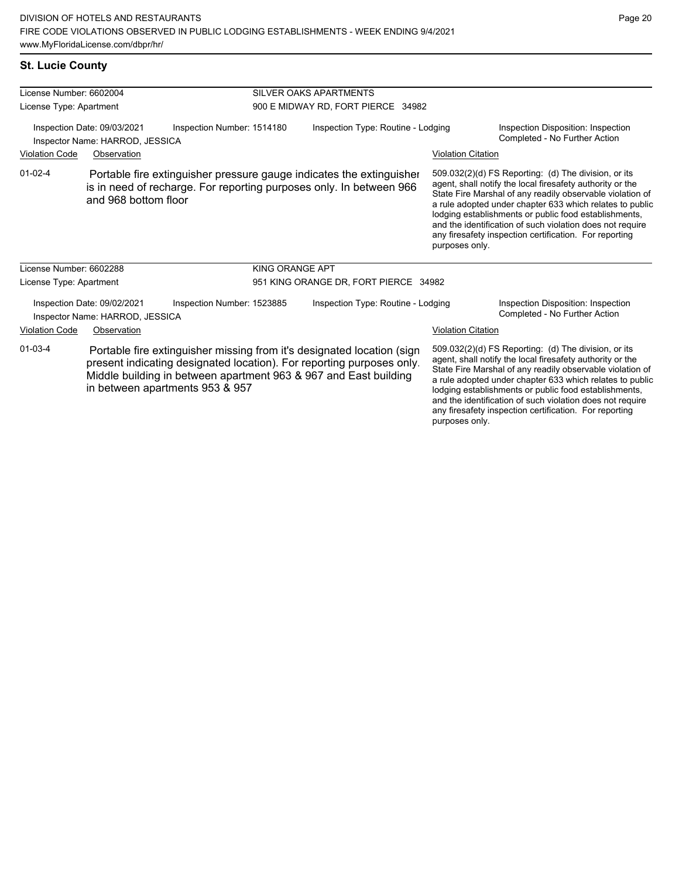## St. Lucie County

**License Number:** 6602004
**License Type:** Apartment

**SILVER OAKS APARTMENTS**
900 E MIDWAY RD, FORT PIERCE 34982

**Inspection Date:** 09/03/2021
**Inspection Number:** 1514180
**Inspection Type:** Routine - Lodging
**Inspection Disposition:** Inspection Completed - No Further Action
**Inspector Name:** HARROD, JESSICA

| Violation Code | Observation | Violation Citation |
|---|---|---|
| 01-02-4 | Portable fire extinguisher pressure gauge indicates the extinguisher is in need of recharge. For reporting purposes only. In between 966 and 968 bottom floor | 509.032(2)(d) FS Reporting: (d) The division, or its agent, shall notify the local firesafety authority or the State Fire Marshal of any readily observable violation of a rule adopted under chapter 633 which relates to public lodging establishments or public food establishments, and the identification of such violation does not require any firesafety inspection certification. For reporting purposes only. |

**License Number:** 6602288
**License Type:** Apartment

**KING ORANGE APT**
951 KING ORANGE DR, FORT PIERCE 34982

**Inspection Date:** 09/02/2021
**Inspection Number:** 1523885
**Inspection Type:** Routine - Lodging
**Inspection Disposition:** Inspection Completed - No Further Action
**Inspector Name:** HARROD, JESSICA

| Violation Code | Observation | Violation Citation |
|---|---|---|
| 01-03-4 | Portable fire extinguisher missing from it's designated location (sign present indicating designated location). For reporting purposes only. Middle building in between apartment 963 & 967 and East building in between apartments 953 & 957 | 509.032(2)(d) FS Reporting: (d) The division, or its agent, shall notify the local firesafety authority or the State Fire Marshal of any readily observable violation of a rule adopted under chapter 633 which relates to public lodging establishments or public food establishments, and the identification of such violation does not require any firesafety inspection certification. For reporting purposes only. |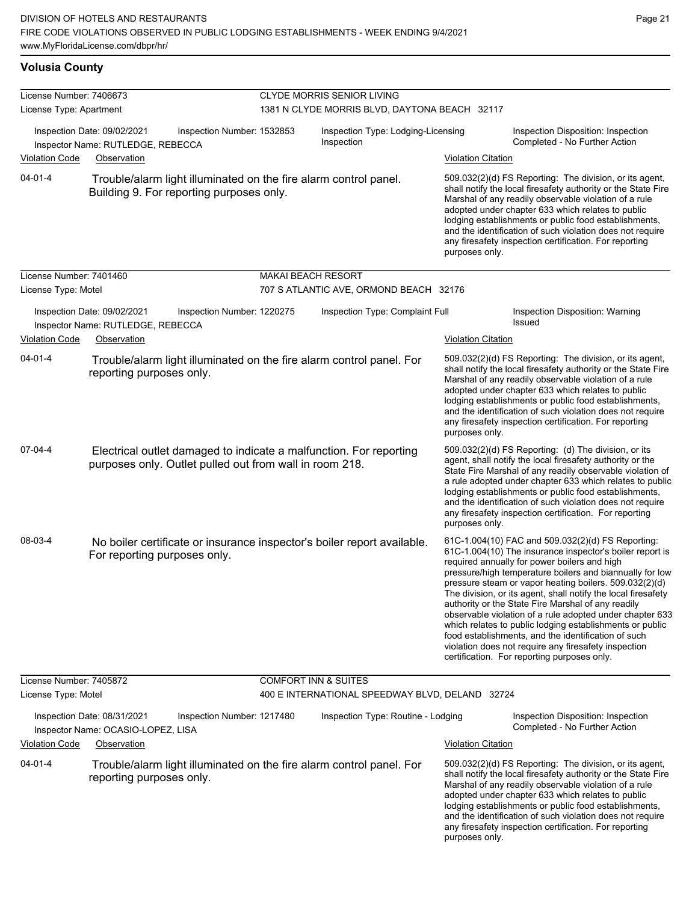## Volusia County

**License Number:** 7406673 — **CLYDE MORRIS SENIOR LIVING**
**License Type:** Apartment — 1381 N CLYDE MORRIS BLVD, DAYTONA BEACH 32117

Inspection Date: 09/02/2021 | Inspection Number: 1532853 | Inspection Type: Lodging-Licensing Inspection | Inspection Disposition: Inspection Completed - No Further Action
Inspector Name: RUTLEDGE, REBECCA

| Violation Code | Observation | Violation Citation |
| --- | --- | --- |
| 04-01-4 | Trouble/alarm light illuminated on the fire alarm control panel. Building 9. For reporting purposes only. | 509.032(2)(d) FS Reporting: The division, or its agent, shall notify the local firesafety authority or the State Fire Marshal of any readily observable violation of a rule adopted under chapter 633 which relates to public lodging establishments or public food establishments, and the identification of such violation does not require any firesafety inspection certification. For reporting purposes only. |

**License Number:** 7401460 — **MAKAI BEACH RESORT**
**License Type:** Motel — 707 S ATLANTIC AVE, ORMOND BEACH 32176

Inspection Date: 09/02/2021 | Inspection Number: 1220275 | Inspection Type: Complaint Full | Inspection Disposition: Warning Issued
Inspector Name: RUTLEDGE, REBECCA

| Violation Code | Observation | Violation Citation |
| --- | --- | --- |
| 04-01-4 | Trouble/alarm light illuminated on the fire alarm control panel. For reporting purposes only. | 509.032(2)(d) FS Reporting: The division, or its agent, shall notify the local firesafety authority or the State Fire Marshal of any readily observable violation of a rule adopted under chapter 633 which relates to public lodging establishments or public food establishments, and the identification of such violation does not require any firesafety inspection certification. For reporting purposes only. |
| 07-04-4 | Electrical outlet damaged to indicate a malfunction. For reporting purposes only. Outlet pulled out from wall in room 218. | 509.032(2)(d) FS Reporting: (d) The division, or its agent, shall notify the local firesafety authority or the State Fire Marshal of any readily observable violation of a rule adopted under chapter 633 which relates to public lodging establishments or public food establishments, and the identification of such violation does not require any firesafety inspection certification. For reporting purposes only. |
| 08-03-4 | No boiler certificate or insurance inspector's boiler report available. For reporting purposes only. | 61C-1.004(10) FAC and 509.032(2)(d) FS Reporting: 61C-1.004(10) The insurance inspector's boiler report is required annually for power boilers and high pressure/high temperature boilers and biannually for low pressure steam or vapor heating boilers. 509.032(2)(d) The division, or its agent, shall notify the local firesafety authority or the State Fire Marshal of any readily observable violation of a rule adopted under chapter 633 which relates to public lodging establishments or public food establishments, and the identification of such violation does not require any firesafety inspection certification. For reporting purposes only. |

**License Number:** 7405872 — **COMFORT INN & SUITES**
**License Type:** Motel — 400 E INTERNATIONAL SPEEDWAY BLVD, DELAND 32724

Inspection Date: 08/31/2021 | Inspection Number: 1217480 | Inspection Type: Routine - Lodging | Inspection Disposition: Inspection Completed - No Further Action
Inspector Name: OCASIO-LOPEZ, LISA

| Violation Code | Observation | Violation Citation |
| --- | --- | --- |
| 04-01-4 | Trouble/alarm light illuminated on the fire alarm control panel. For reporting purposes only. | 509.032(2)(d) FS Reporting: The division, or its agent, shall notify the local firesafety authority or the State Fire Marshal of any readily observable violation of a rule adopted under chapter 633 which relates to public lodging establishments or public food establishments, and the identification of such violation does not require any firesafety inspection certification. For reporting purposes only. |